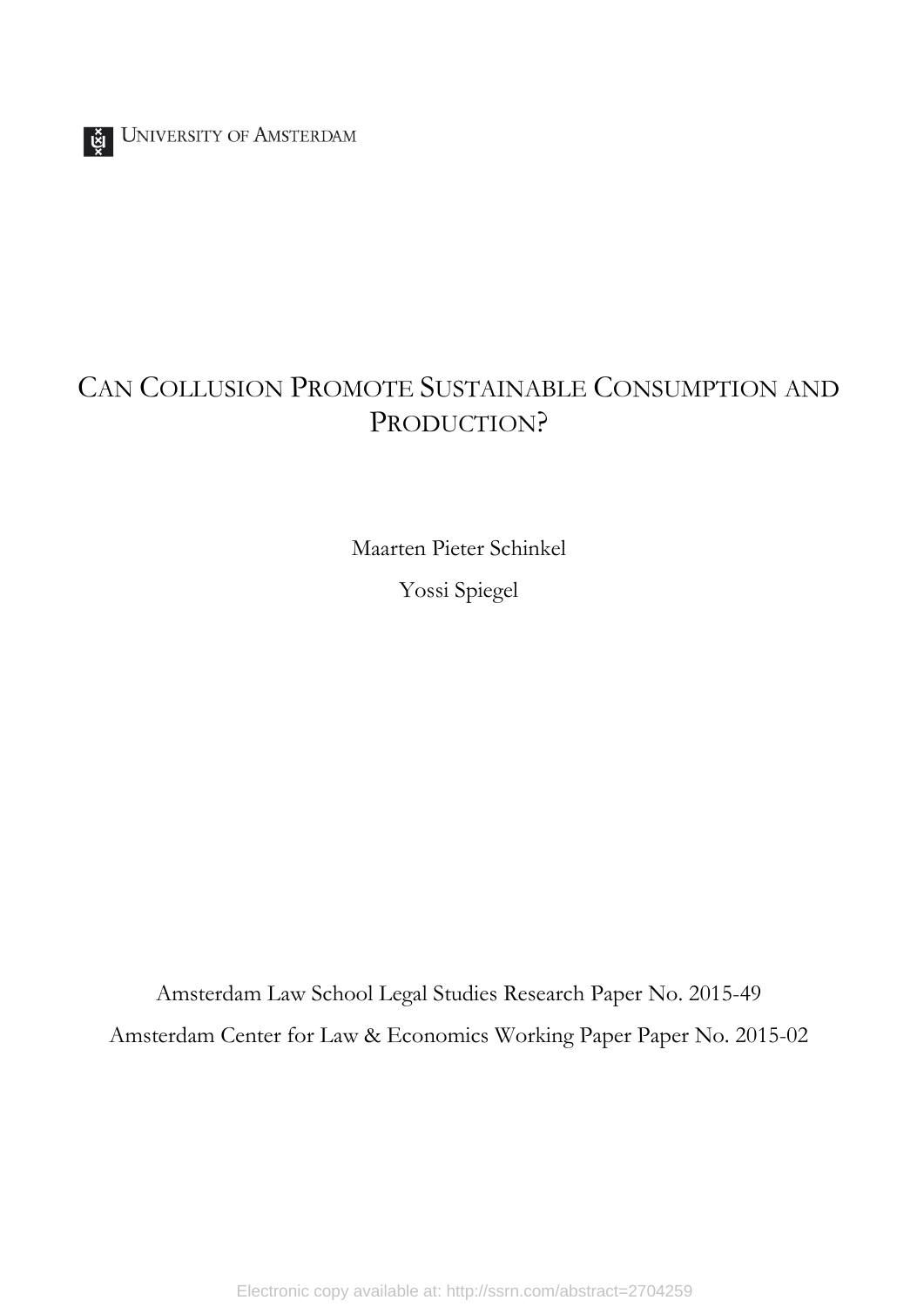UNIVERSITY OF AMSTERDAM

# CAN COLLUSION PROMOTE SUSTAINABLE CONSUMPTION AND PRODUCTION?

Maarten Pieter Schinkel

Yossi Spiegel

Amsterdam Law School Legal Studies Research Paper No. 2015-49

Amsterdam Center for Law & Economics Working Paper Paper No. 2015-02

Electronic copy available at: http://ssrn.com/abstract=2704259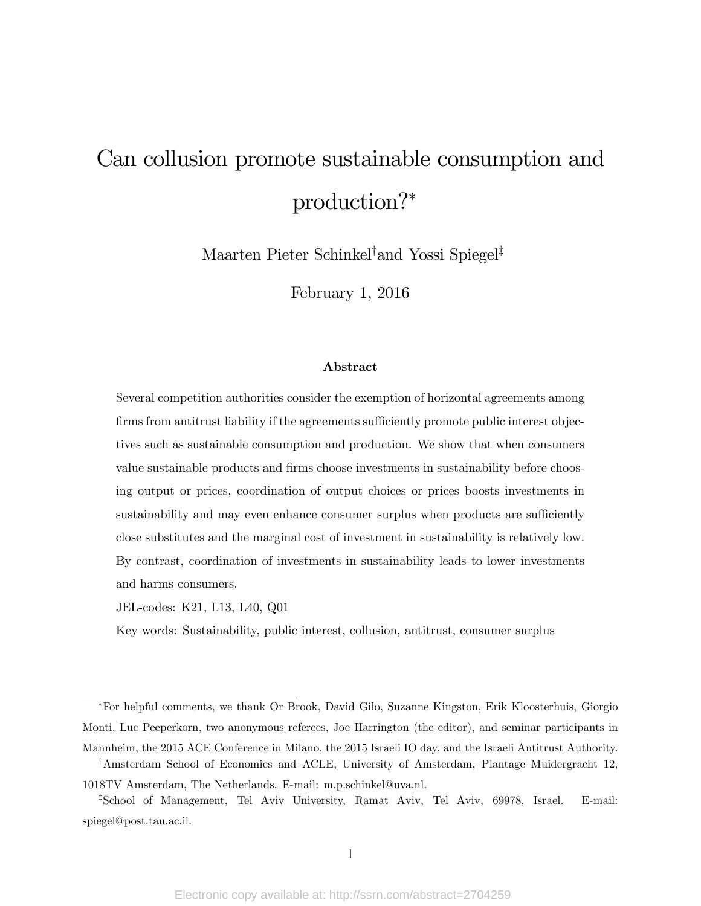# Can collusion promote sustainable consumption and production?*

Maarten Pieter Schinkel[†] and Yossi Spiegel[‡]

February 1, 2016

### Abstract

Several competition authorities consider the exemption of horizontal agreements among firms from antitrust liability if the agreements sufficiently promote public interest objectives such as sustainable consumption and production. We show that when consumers value sustainable products and firms choose investments in sustainability before choosing output or prices, coordination of output choices or prices boosts investments in sustainability and may even enhance consumer surplus when products are sufficiently close substitutes and the marginal cost of investment in sustainability is relatively low. By contrast, coordination of investments in sustainability leads to lower investments and harms consumers.

JEL-codes: K21, L13, L40, Q01

Key words: Sustainability, public interest, collusion, antitrust, consumer surplus

---

*For helpful comments, we thank Or Brook, David Gilo, Suzanne Kingston, Erik Kloosterhuis, Giorgio Monti, Luc Peeperkorn, two anonymous referees, Joe Harrington (the editor), and seminar participants in Mannheim, the 2015 ACE Conference in Milano, the 2015 Israeli IO day, and the Israeli Antitrust Authority.

[†]Amsterdam School of Economics and ACLE, University of Amsterdam, Plantage Muidergracht 12, 1018TV Amsterdam, The Netherlands. E-mail: m.p.schinkel@uva.nl.

[‡]School of Management, Tel Aviv University, Ramat Aviv, Tel Aviv, 69978, Israel. E-mail: spiegel@post.tau.ac.il.

Electronic copy available at: http://ssrn.com/abstract=2704259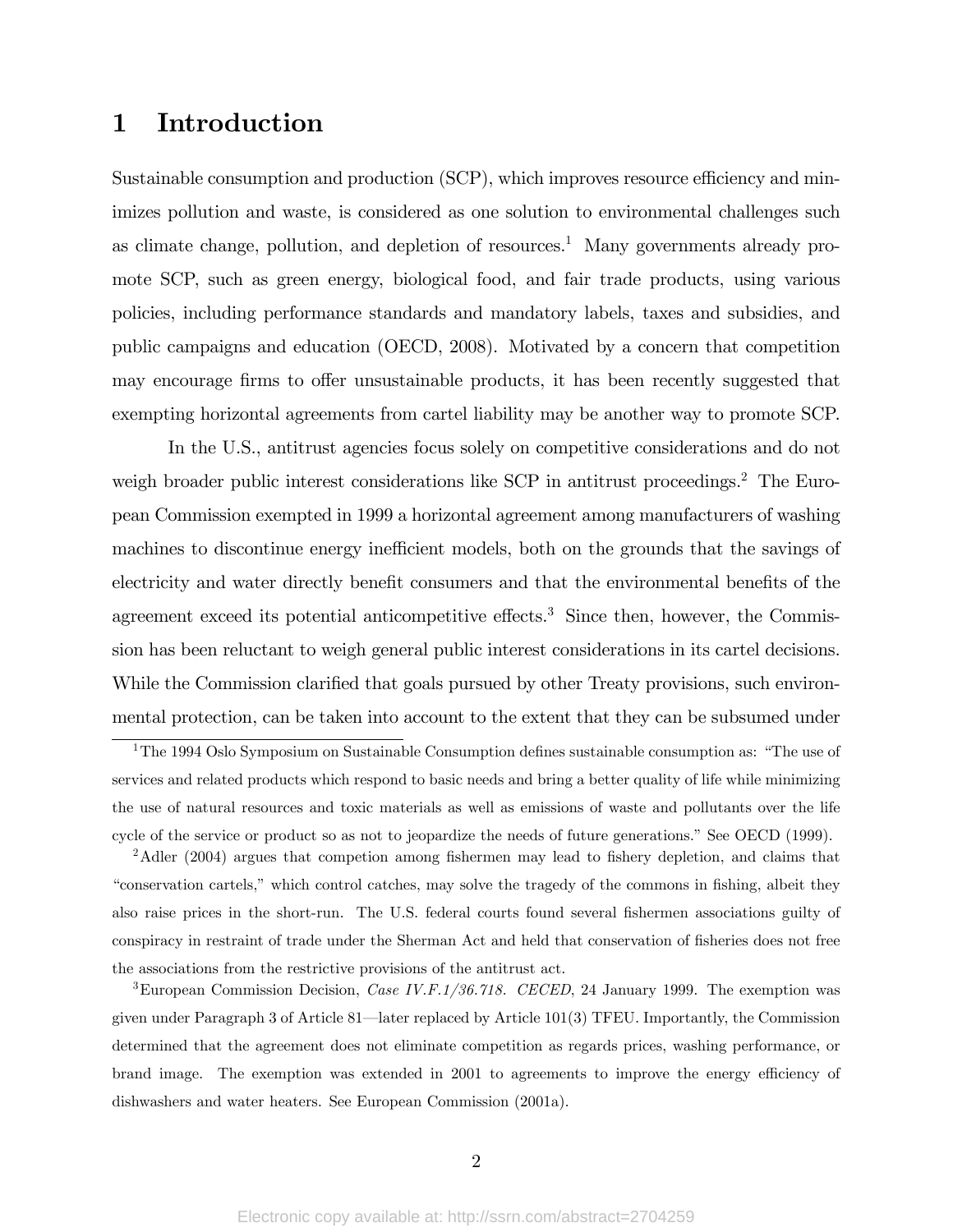# 1 Introduction

Sustainable consumption and production (SCP), which improves resource efficiency and minimizes pollution and waste, is considered as one solution to environmental challenges such as climate change, pollution, and depletion of resources.[1] Many governments already promote SCP, such as green energy, biological food, and fair trade products, using various policies, including performance standards and mandatory labels, taxes and subsidies, and public campaigns and education (OECD, 2008). Motivated by a concern that competition may encourage firms to offer unsustainable products, it has been recently suggested that exempting horizontal agreements from cartel liability may be another way to promote SCP.

In the U.S., antitrust agencies focus solely on competitive considerations and do not weigh broader public interest considerations like SCP in antitrust proceedings.[2] The European Commission exempted in 1999 a horizontal agreement among manufacturers of washing machines to discontinue energy inefficient models, both on the grounds that the savings of electricity and water directly benefit consumers and that the environmental benefits of the agreement exceed its potential anticompetitive effects.[3] Since then, however, the Commission has been reluctant to weigh general public interest considerations in its cartel decisions. While the Commission clarified that goals pursued by other Treaty provisions, such environmental protection, can be taken into account to the extent that they can be subsumed under

[1] The 1994 Oslo Symposium on Sustainable Consumption defines sustainable consumption as: "The use of services and related products which respond to basic needs and bring a better quality of life while minimizing the use of natural resources and toxic materials as well as emissions of waste and pollutants over the life cycle of the service or product so as not to jeopardize the needs of future generations." See OECD (1999).

[2] Adler (2004) argues that competion among fishermen may lead to fishery depletion, and claims that "conservation cartels," which control catches, may solve the tragedy of the commons in fishing, albeit they also raise prices in the short-run. The U.S. federal courts found several fishermen associations guilty of conspiracy in restraint of trade under the Sherman Act and held that conservation of fisheries does not free the associations from the restrictive provisions of the antitrust act.

[3] European Commission Decision, *Case IV.F.1/36.718. CECED*, 24 January 1999. The exemption was given under Paragraph 3 of Article 81—later replaced by Article 101(3) TFEU. Importantly, the Commission determined that the agreement does not eliminate competition as regards prices, washing performance, or brand image. The exemption was extended in 2001 to agreements to improve the energy efficiency of dishwashers and water heaters. See European Commission (2001a).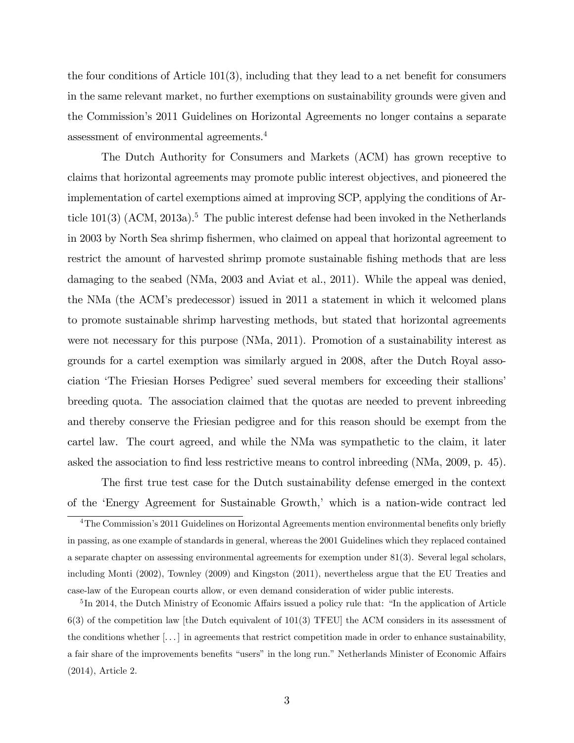the four conditions of Article 101(3), including that they lead to a net benefit for consumers in the same relevant market, no further exemptions on sustainability grounds were given and the Commission's 2011 Guidelines on Horizontal Agreements no longer contains a separate assessment of environmental agreements.[4]

The Dutch Authority for Consumers and Markets (ACM) has grown receptive to claims that horizontal agreements may promote public interest objectives, and pioneered the implementation of cartel exemptions aimed at improving SCP, applying the conditions of Article 101(3) (ACM, 2013a).[5] The public interest defense had been invoked in the Netherlands in 2003 by North Sea shrimp fishermen, who claimed on appeal that horizontal agreement to restrict the amount of harvested shrimp promote sustainable fishing methods that are less damaging to the seabed (NMa, 2003 and Aviat et al., 2011). While the appeal was denied, the NMa (the ACM's predecessor) issued in 2011 a statement in which it welcomed plans to promote sustainable shrimp harvesting methods, but stated that horizontal agreements were not necessary for this purpose (NMa, 2011). Promotion of a sustainability interest as grounds for a cartel exemption was similarly argued in 2008, after the Dutch Royal association 'The Friesian Horses Pedigree' sued several members for exceeding their stallions' breeding quota. The association claimed that the quotas are needed to prevent inbreeding and thereby conserve the Friesian pedigree and for this reason should be exempt from the cartel law. The court agreed, and while the NMa was sympathetic to the claim, it later asked the association to find less restrictive means to control inbreeding (NMa, 2009, p. 45).

The first true test case for the Dutch sustainability defense emerged in the context of the 'Energy Agreement for Sustainable Growth,' which is a nation-wide contract led

[4] The Commission's 2011 Guidelines on Horizontal Agreements mention environmental benefits only briefly in passing, as one example of standards in general, whereas the 2001 Guidelines which they replaced contained a separate chapter on assessing environmental agreements for exemption under 81(3). Several legal scholars, including Monti (2002), Townley (2009) and Kingston (2011), nevertheless argue that the EU Treaties and case-law of the European courts allow, or even demand consideration of wider public interests.

[5] In 2014, the Dutch Ministry of Economic Affairs issued a policy rule that: "In the application of Article 6(3) of the competition law [the Dutch equivalent of 101(3) TFEU] the ACM considers in its assessment of the conditions whether [...] in agreements that restrict competition made in order to enhance sustainability, a fair share of the improvements benefits "users" in the long run." Netherlands Minister of Economic Affairs (2014), Article 2.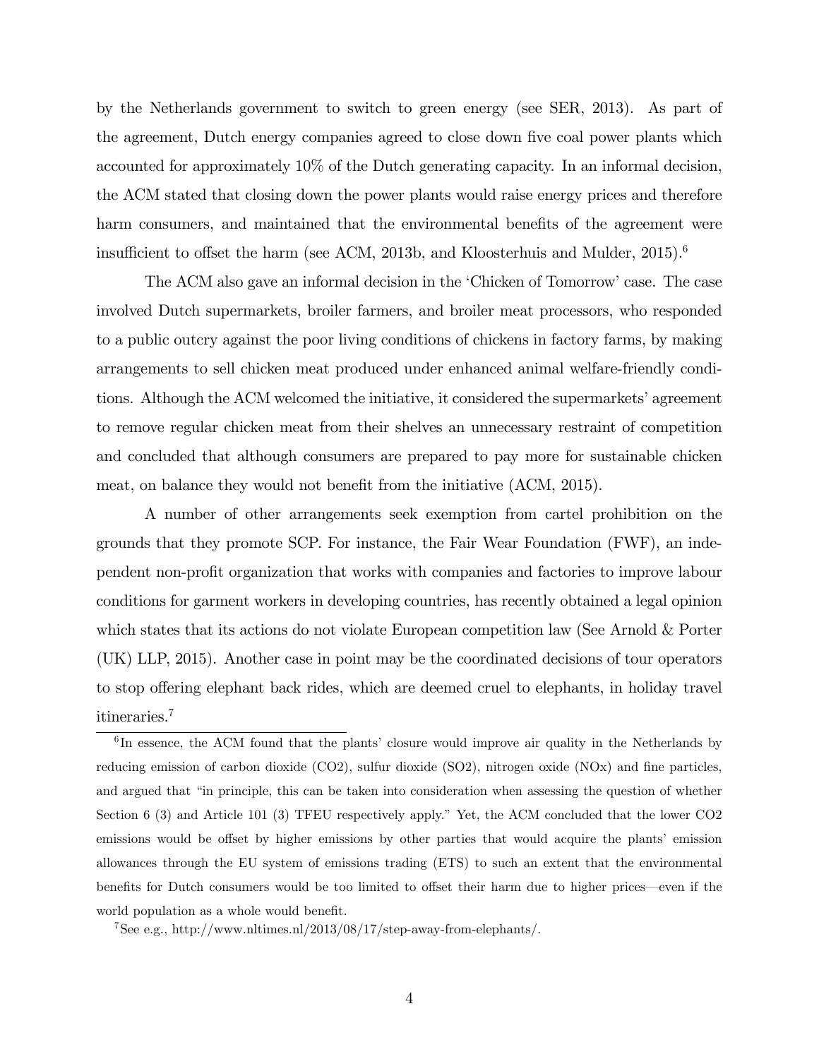by the Netherlands government to switch to green energy (see SER, 2013). As part of the agreement, Dutch energy companies agreed to close down five coal power plants which accounted for approximately 10% of the Dutch generating capacity. In an informal decision, the ACM stated that closing down the power plants would raise energy prices and therefore harm consumers, and maintained that the environmental benefits of the agreement were insufficient to offset the harm (see ACM, 2013b, and Kloosterhuis and Mulder, 2015).[6]

The ACM also gave an informal decision in the 'Chicken of Tomorrow' case. The case involved Dutch supermarkets, broiler farmers, and broiler meat processors, who responded to a public outcry against the poor living conditions of chickens in factory farms, by making arrangements to sell chicken meat produced under enhanced animal welfare-friendly conditions. Although the ACM welcomed the initiative, it considered the supermarkets' agreement to remove regular chicken meat from their shelves an unnecessary restraint of competition and concluded that although consumers are prepared to pay more for sustainable chicken meat, on balance they would not benefit from the initiative (ACM, 2015).

A number of other arrangements seek exemption from cartel prohibition on the grounds that they promote SCP. For instance, the Fair Wear Foundation (FWF), an independent non-profit organization that works with companies and factories to improve labour conditions for garment workers in developing countries, has recently obtained a legal opinion which states that its actions do not violate European competition law (See Arnold & Porter (UK) LLP, 2015). Another case in point may be the coordinated decisions of tour operators to stop offering elephant back rides, which are deemed cruel to elephants, in holiday travel itineraries.[7]

---

[6] In essence, the ACM found that the plants' closure would improve air quality in the Netherlands by reducing emission of carbon dioxide ($CO_2$), sulfur dioxide ($SO_2$), nitrogen oxide ($NO_x$) and fine particles, and argued that "in principle, this can be taken into consideration when assessing the question of whether Section 6 (3) and Article 101 (3) TFEU respectively apply." Yet, the ACM concluded that the lower $CO_2$ emissions would be offset by higher emissions by other parties that would acquire the plants' emission allowances through the EU system of emissions trading (ETS) to such an extent that the environmental benefits for Dutch consumers would be too limited to offset their harm due to higher prices—even if the world population as a whole would benefit.

[7] See e.g., http://www.nltimes.nl/2013/08/17/step-away-from-elephants/.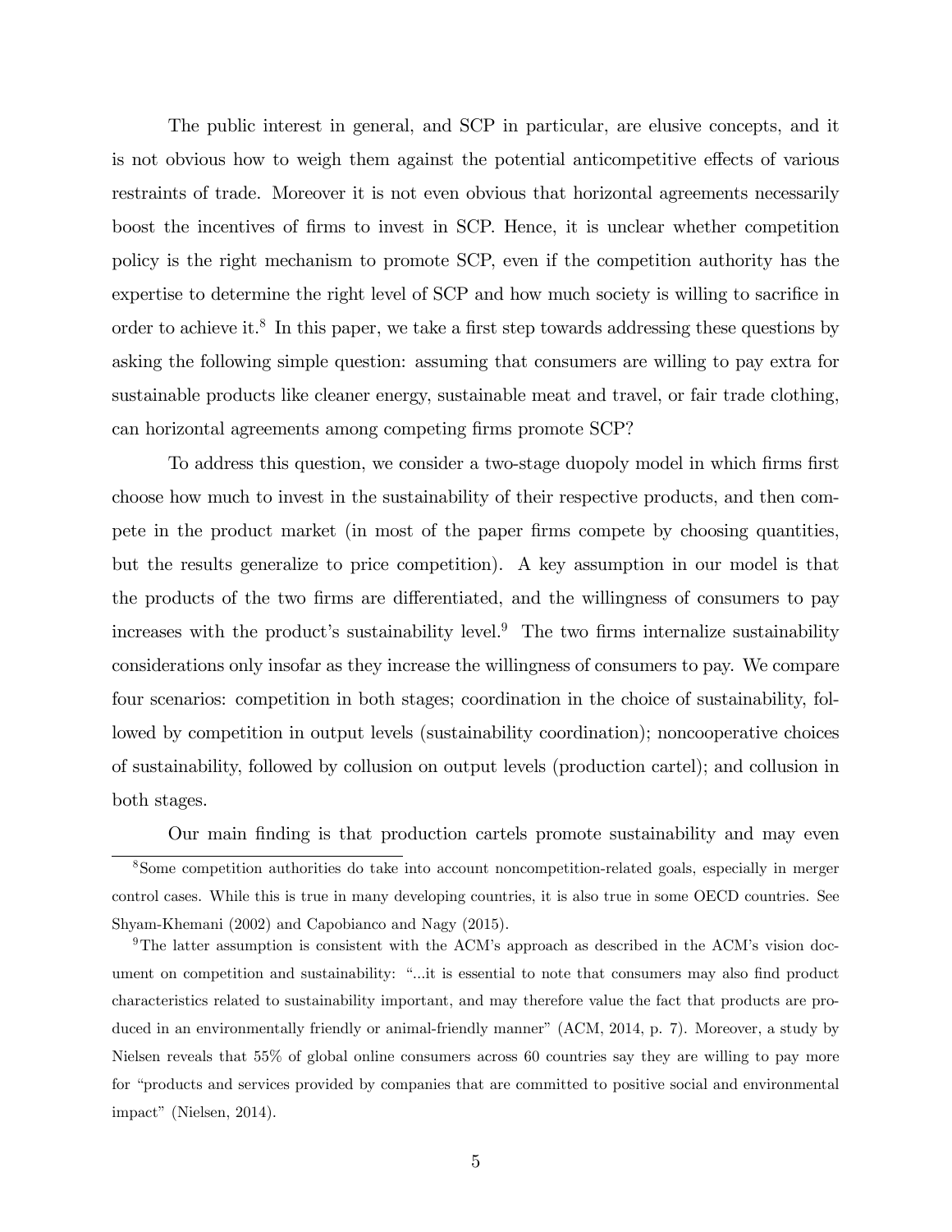The public interest in general, and SCP in particular, are elusive concepts, and it is not obvious how to weigh them against the potential anticompetitive effects of various restraints of trade. Moreover it is not even obvious that horizontal agreements necessarily boost the incentives of firms to invest in SCP. Hence, it is unclear whether competition policy is the right mechanism to promote SCP, even if the competition authority has the expertise to determine the right level of SCP and how much society is willing to sacrifice in order to achieve it.[8] In this paper, we take a first step towards addressing these questions by asking the following simple question: assuming that consumers are willing to pay extra for sustainable products like cleaner energy, sustainable meat and travel, or fair trade clothing, can horizontal agreements among competing firms promote SCP?

To address this question, we consider a two-stage duopoly model in which firms first choose how much to invest in the sustainability of their respective products, and then compete in the product market (in most of the paper firms compete by choosing quantities, but the results generalize to price competition). A key assumption in our model is that the products of the two firms are differentiated, and the willingness of consumers to pay increases with the product's sustainability level.[9] The two firms internalize sustainability considerations only insofar as they increase the willingness of consumers to pay. We compare four scenarios: competition in both stages; coordination in the choice of sustainability, followed by competition in output levels (sustainability coordination); noncooperative choices of sustainability, followed by collusion on output levels (production cartel); and collusion in both stages.

Our main finding is that production cartels promote sustainability and may even

[8] Some competition authorities do take into account noncompetition-related goals, especially in merger control cases. While this is true in many developing countries, it is also true in some OECD countries. See Shyam-Khemani (2002) and Capobianco and Nagy (2015).

[9] The latter assumption is consistent with the ACM's approach as described in the ACM's vision document on competition and sustainability: "...it is essential to note that consumers may also find product characteristics related to sustainability important, and may therefore value the fact that products are produced in an environmentally friendly or animal-friendly manner" (ACM, 2014, p. 7). Moreover, a study by Nielsen reveals that 55% of global online consumers across 60 countries say they are willing to pay more for "products and services provided by companies that are committed to positive social and environmental impact" (Nielsen, 2014).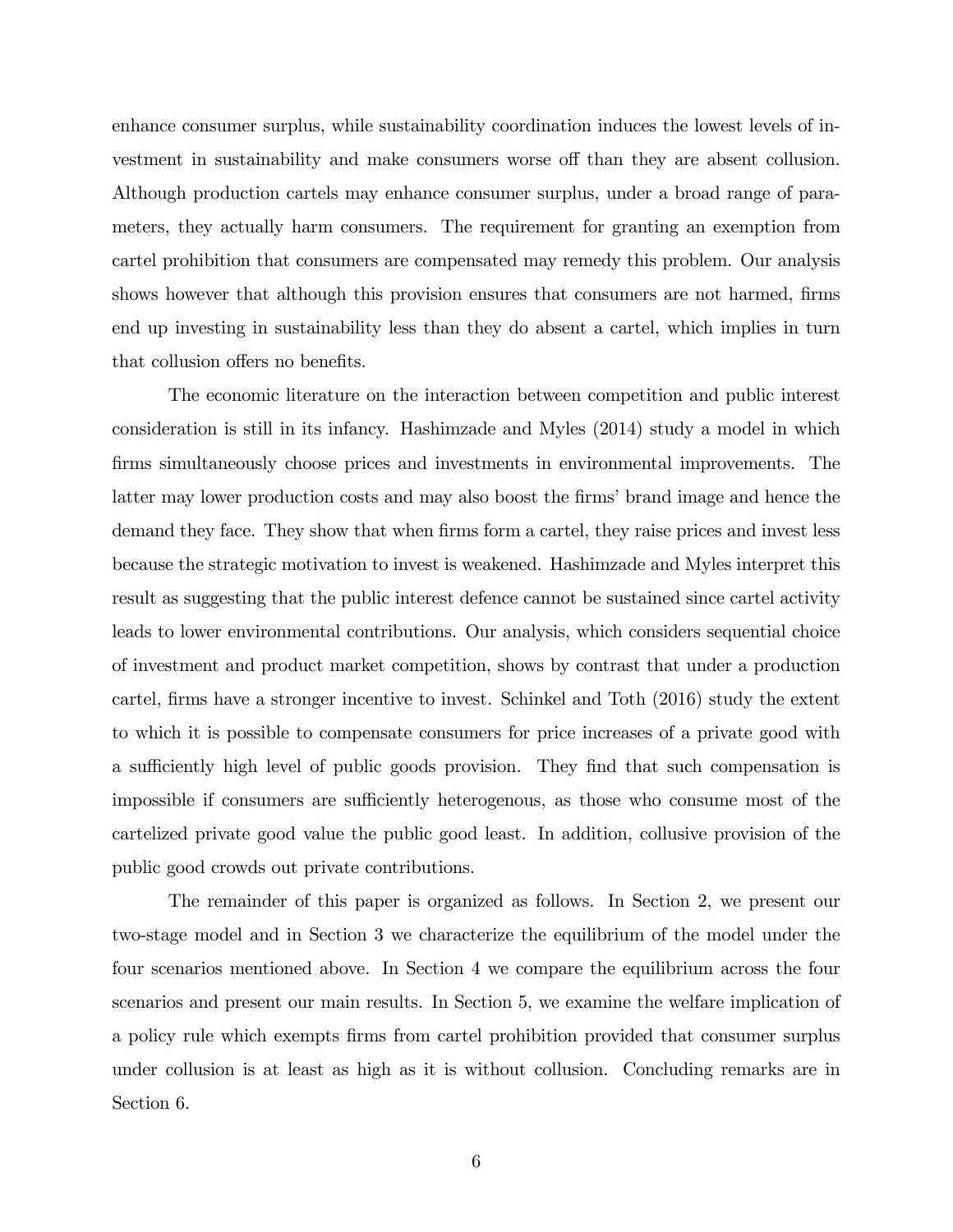enhance consumer surplus, while sustainability coordination induces the lowest levels of investment in sustainability and make consumers worse off than they are absent collusion. Although production cartels may enhance consumer surplus, under a broad range of parameters, they actually harm consumers. The requirement for granting an exemption from cartel prohibition that consumers are compensated may remedy this problem. Our analysis shows however that although this provision ensures that consumers are not harmed, firms end up investing in sustainability less than they do absent a cartel, which implies in turn that collusion offers no benefits.

The economic literature on the interaction between competition and public interest consideration is still in its infancy. Hashimzade and Myles (2014) study a model in which firms simultaneously choose prices and investments in environmental improvements. The latter may lower production costs and may also boost the firms' brand image and hence the demand they face. They show that when firms form a cartel, they raise prices and invest less because the strategic motivation to invest is weakened. Hashimzade and Myles interpret this result as suggesting that the public interest defence cannot be sustained since cartel activity leads to lower environmental contributions. Our analysis, which considers sequential choice of investment and product market competition, shows by contrast that under a production cartel, firms have a stronger incentive to invest. Schinkel and Toth (2016) study the extent to which it is possible to compensate consumers for price increases of a private good with a sufficiently high level of public goods provision. They find that such compensation is impossible if consumers are sufficiently heterogenous, as those who consume most of the cartelized private good value the public good least. In addition, collusive provision of the public good crowds out private contributions.

The remainder of this paper is organized as follows. In Section 2, we present our two-stage model and in Section 3 we characterize the equilibrium of the model under the four scenarios mentioned above. In Section 4 we compare the equilibrium across the four scenarios and present our main results. In Section 5, we examine the welfare implication of a policy rule which exempts firms from cartel prohibition provided that consumer surplus under collusion is at least as high as it is without collusion. Concluding remarks are in Section 6.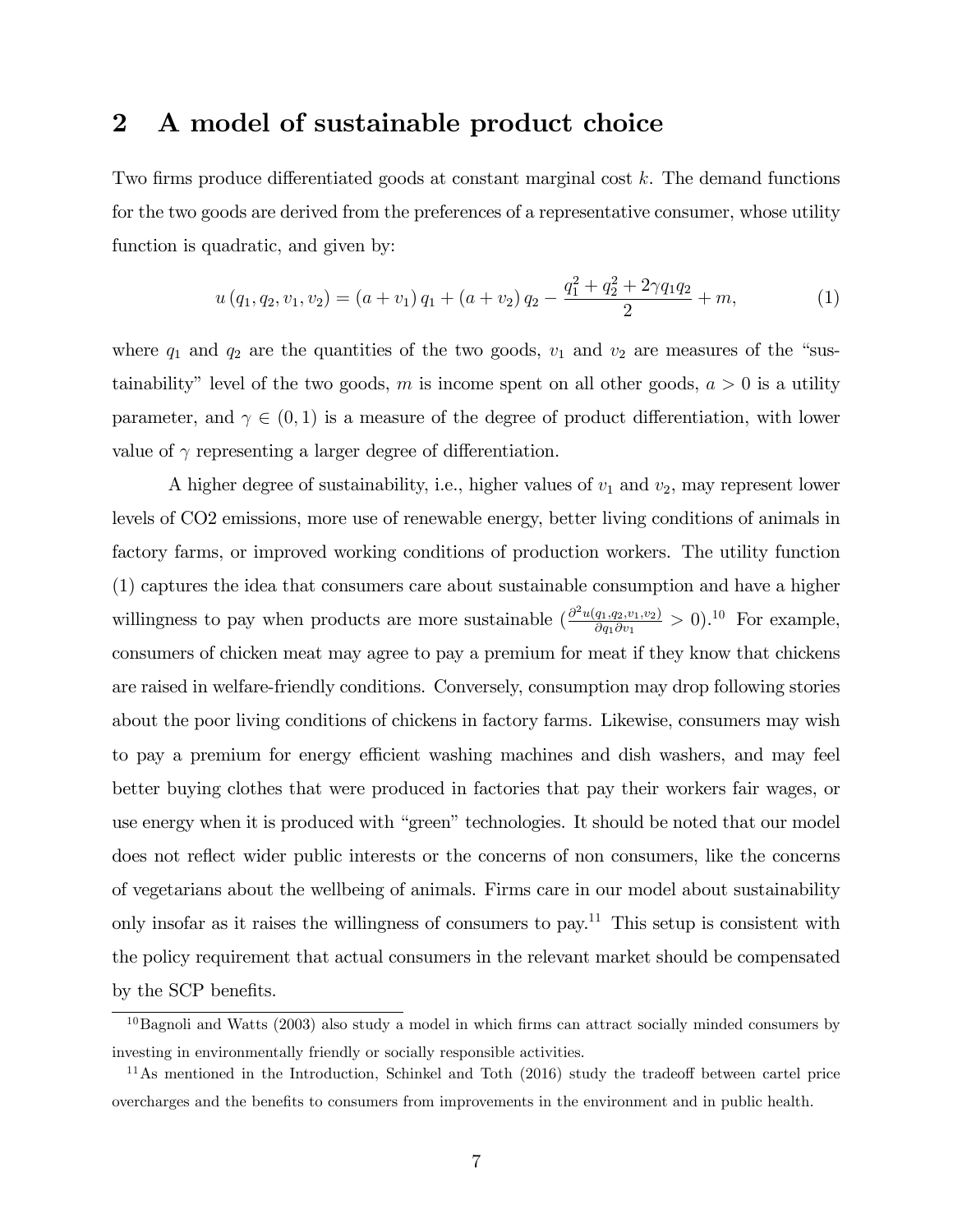## 2 A model of sustainable product choice

Two firms produce differentiated goods at constant marginal cost $k$. The demand functions for the two goods are derived from the preferences of a representative consumer, whose utility function is quadratic, and given by:

$$u(q_1, q_2, v_1, v_2) = (a + v_1) q_1 + (a + v_2) q_2 - \frac{q_1^2 + q_2^2 + 2\gamma q_1 q_2}{2} + m, \tag{1}$$

where $q_1$ and $q_2$ are the quantities of the two goods, $v_1$ and $v_2$ are measures of the "sustainability" level of the two goods, $m$ is income spent on all other goods, $a > 0$ is a utility parameter, and $\gamma \in (0, 1)$ is a measure of the degree of product differentiation, with lower value of $\gamma$ representing a larger degree of differentiation.

A higher degree of sustainability, i.e., higher values of $v_1$ and $v_2$, may represent lower levels of CO2 emissions, more use of renewable energy, better living conditions of animals in factory farms, or improved working conditions of production workers. The utility function (1) captures the idea that consumers care about sustainable consumption and have a higher willingness to pay when products are more sustainable ($\frac{\partial^2 u(q_1, q_2, v_1, v_2)}{\partial q_1 \partial v_1} > 0$).[10] For example, consumers of chicken meat may agree to pay a premium for meat if they know that chickens are raised in welfare-friendly conditions. Conversely, consumption may drop following stories about the poor living conditions of chickens in factory farms. Likewise, consumers may wish to pay a premium for energy efficient washing machines and dish washers, and may feel better buying clothes that were produced in factories that pay their workers fair wages, or use energy when it is produced with "green" technologies. It should be noted that our model does not reflect wider public interests or the concerns of non consumers, like the concerns of vegetarians about the wellbeing of animals. Firms care in our model about sustainability only insofar as it raises the willingness of consumers to pay.[11] This setup is consistent with the policy requirement that actual consumers in the relevant market should be compensated by the SCP benefits.

[10] Bagnoli and Watts (2003) also study a model in which firms can attract socially minded consumers by investing in environmentally friendly or socially responsible activities.

[11] As mentioned in the Introduction, Schinkel and Toth (2016) study the tradeoff between cartel price overcharges and the benefits to consumers from improvements in the environment and in public health.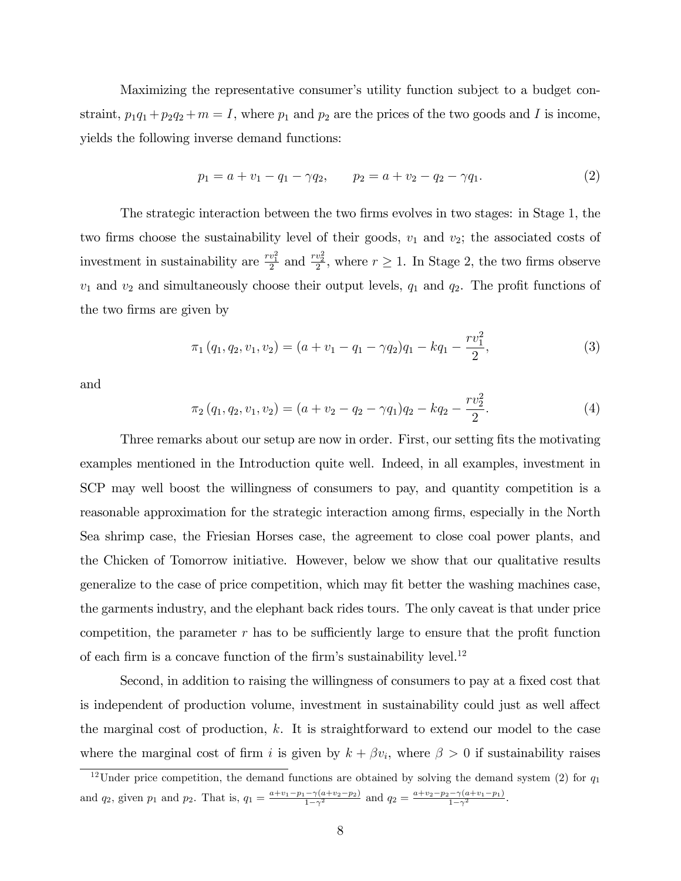Maximizing the representative consumer's utility function subject to a budget constraint, $p_1 q_1 + p_2 q_2 + m = I$, where $p_1$ and $p_2$ are the prices of the two goods and $I$ is income, yields the following inverse demand functions:

$$p_1 = a + v_1 - q_1 - \gamma q_2, \qquad p_2 = a + v_2 - q_2 - \gamma q_1. \tag{2}$$

The strategic interaction between the two firms evolves in two stages: in Stage 1, the two firms choose the sustainability level of their goods, $v_1$ and $v_2$; the associated costs of investment in sustainability are $\frac{rv_1^2}{2}$ and $\frac{rv_2^2}{2}$, where $r \geq 1$. In Stage 2, the two firms observe $v_1$ and $v_2$ and simultaneously choose their output levels, $q_1$ and $q_2$. The profit functions of the two firms are given by

$$\pi_1 (q_1, q_2, v_1, v_2) = (a + v_1 - q_1 - \gamma q_2) q_1 - k q_1 - \frac{rv_1^2}{2}, \tag{3}$$

and

$$\pi_2 (q_1, q_2, v_1, v_2) = (a + v_2 - q_2 - \gamma q_1) q_2 - k q_2 - \frac{rv_2^2}{2}. \tag{4}$$

Three remarks about our setup are now in order. First, our setting fits the motivating examples mentioned in the Introduction quite well. Indeed, in all examples, investment in SCP may well boost the willingness of consumers to pay, and quantity competition is a reasonable approximation for the strategic interaction among firms, especially in the North Sea shrimp case, the Friesian Horses case, the agreement to close coal power plants, and the Chicken of Tomorrow initiative. However, below we show that our qualitative results generalize to the case of price competition, which may fit better the washing machines case, the garments industry, and the elephant back rides tours. The only caveat is that under price competition, the parameter $r$ has to be sufficiently large to ensure that the profit function of each firm is a concave function of the firm's sustainability level.[12]

Second, in addition to raising the willingness of consumers to pay at a fixed cost that is independent of production volume, investment in sustainability could just as well affect the marginal cost of production, $k$. It is straightforward to extend our model to the case where the marginal cost of firm $i$ is given by $k + \beta v_i$, where $\beta > 0$ if sustainability raises

[12] Under price competition, the demand functions are obtained by solving the demand system (2) for $q_1$ and $q_2$, given $p_1$ and $p_2$. That is, $q_1 = \frac{a+v_1-p_1-\gamma(a+v_2-p_2)}{1-\gamma^2}$ and $q_2 = \frac{a+v_2-p_2-\gamma(a+v_1-p_1)}{1-\gamma^2}$.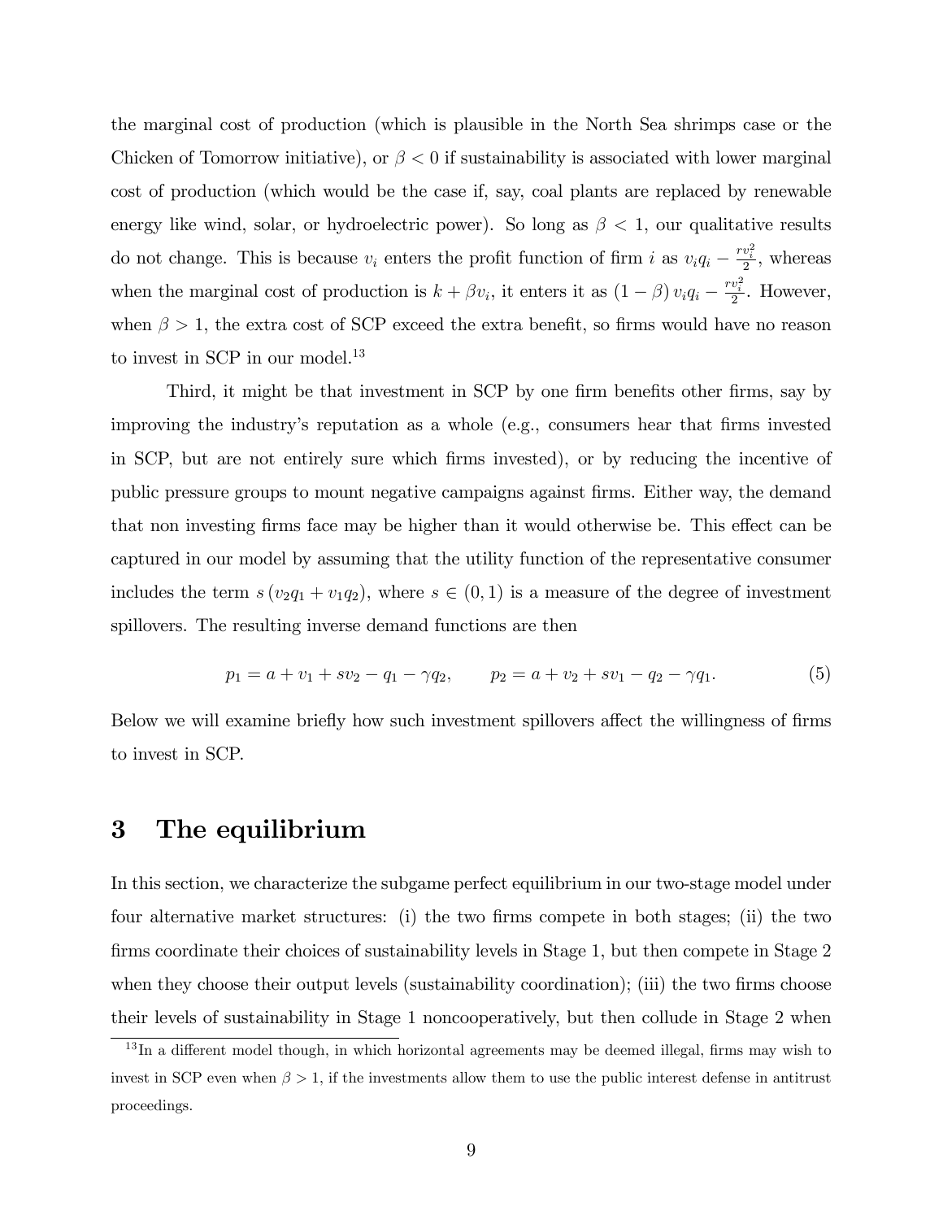the marginal cost of production (which is plausible in the North Sea shrimps case or the Chicken of Tomorrow initiative), or $\beta < 0$ if sustainability is associated with lower marginal cost of production (which would be the case if, say, coal plants are replaced by renewable energy like wind, solar, or hydroelectric power). So long as $\beta < 1$, our qualitative results do not change. This is because $v_i$ enters the profit function of firm $i$ as $v_i q_i - \frac{r v_i^2}{2}$, whereas when the marginal cost of production is $k + \beta v_i$, it enters it as $(1 - \beta) v_i q_i - \frac{r v_i^2}{2}$. However, when $\beta > 1$, the extra cost of SCP exceed the extra benefit, so firms would have no reason to invest in SCP in our model.[13]

Third, it might be that investment in SCP by one firm benefits other firms, say by improving the industry's reputation as a whole (e.g., consumers hear that firms invested in SCP, but are not entirely sure which firms invested), or by reducing the incentive of public pressure groups to mount negative campaigns against firms. Either way, the demand that non investing firms face may be higher than it would otherwise be. This effect can be captured in our model by assuming that the utility function of the representative consumer includes the term $s(v_2 q_1 + v_1 q_2)$, where $s \in (0, 1)$ is a measure of the degree of investment spillovers. The resulting inverse demand functions are then

$$p_1 = a + v_1 + s v_2 - q_1 - \gamma q_2, \qquad p_2 = a + v_2 + s v_1 - q_2 - \gamma q_1. \tag{5}$$

Below we will examine briefly how such investment spillovers affect the willingness of firms to invest in SCP.

# 3 The equilibrium

In this section, we characterize the subgame perfect equilibrium in our two-stage model under four alternative market structures: (i) the two firms compete in both stages; (ii) the two firms coordinate their choices of sustainability levels in Stage 1, but then compete in Stage 2 when they choose their output levels (sustainability coordination); (iii) the two firms choose their levels of sustainability in Stage 1 noncooperatively, but then collude in Stage 2 when

[13] In a different model though, in which horizontal agreements may be deemed illegal, firms may wish to invest in SCP even when $\beta > 1$, if the investments allow them to use the public interest defense in antitrust proceedings.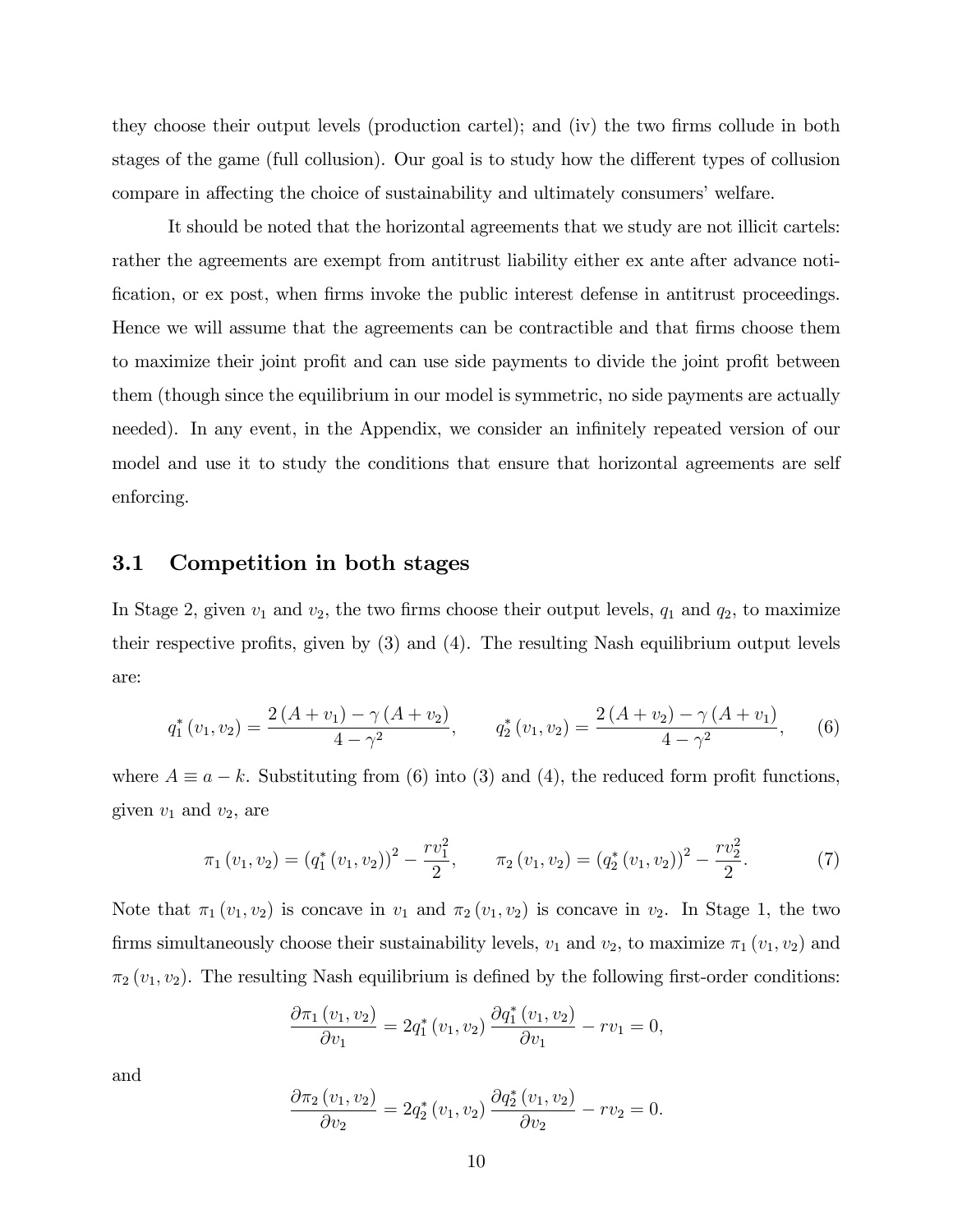they choose their output levels (production cartel); and (iv) the two firms collude in both stages of the game (full collusion). Our goal is to study how the different types of collusion compare in affecting the choice of sustainability and ultimately consumers' welfare.

It should be noted that the horizontal agreements that we study are not illicit cartels: rather the agreements are exempt from antitrust liability either ex ante after advance notification, or ex post, when firms invoke the public interest defense in antitrust proceedings. Hence we will assume that the agreements can be contractible and that firms choose them to maximize their joint profit and can use side payments to divide the joint profit between them (though since the equilibrium in our model is symmetric, no side payments are actually needed). In any event, in the Appendix, we consider an infinitely repeated version of our model and use it to study the conditions that ensure that horizontal agreements are self enforcing.

## 3.1 Competition in both stages

In Stage 2, given $v_1$ and $v_2$, the two firms choose their output levels, $q_1$ and $q_2$, to maximize their respective profits, given by (3) and (4). The resulting Nash equilibrium output levels are:

$$q_1^*(v_1, v_2) = \frac{2(A + v_1) - \gamma(A + v_2)}{4 - \gamma^2}, \qquad q_2^*(v_1, v_2) = \frac{2(A + v_2) - \gamma(A + v_1)}{4 - \gamma^2}, \tag{6}$$

where $A \equiv a - k$. Substituting from (6) into (3) and (4), the reduced form profit functions, given $v_1$ and $v_2$, are

$$\pi_1(v_1, v_2) = (q_1^*(v_1, v_2))^2 - \frac{rv_1^2}{2}, \qquad \pi_2(v_1, v_2) = (q_2^*(v_1, v_2))^2 - \frac{rv_2^2}{2}. \tag{7}$$

Note that $\pi_1(v_1, v_2)$ is concave in $v_1$ and $\pi_2(v_1, v_2)$ is concave in $v_2$. In Stage 1, the two firms simultaneously choose their sustainability levels, $v_1$ and $v_2$, to maximize $\pi_1(v_1, v_2)$ and $\pi_2(v_1, v_2)$. The resulting Nash equilibrium is defined by the following first-order conditions:

$$\frac{\partial \pi_1(v_1, v_2)}{\partial v_1} = 2q_1^*(v_1, v_2)\frac{\partial q_1^*(v_1, v_2)}{\partial v_1} - rv_1 = 0,$$

and

$$\frac{\partial \pi_2(v_1, v_2)}{\partial v_2} = 2q_2^*(v_1, v_2)\frac{\partial q_2^*(v_1, v_2)}{\partial v_2} - rv_2 = 0.$$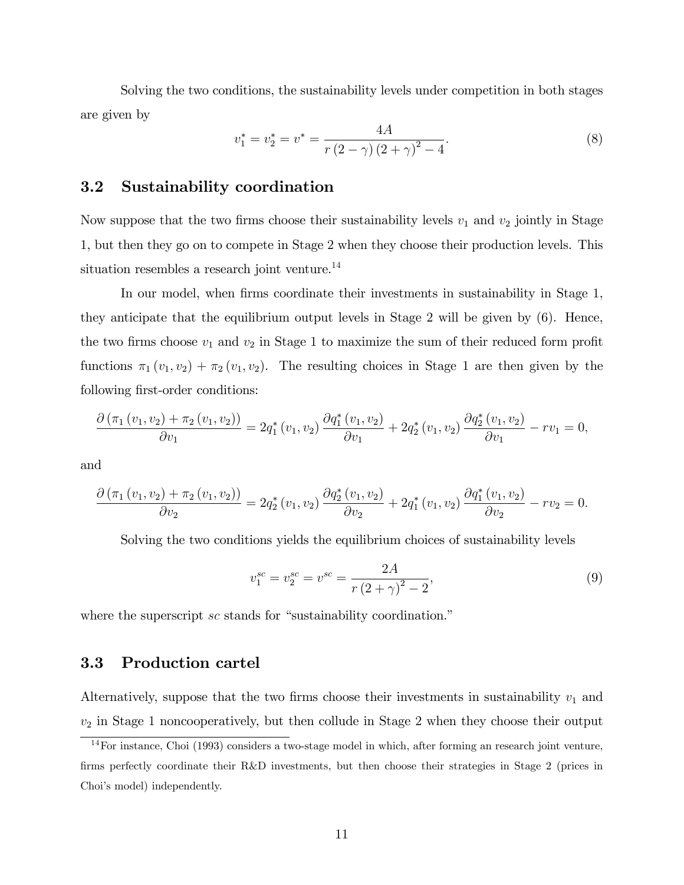Solving the two conditions, the sustainability levels under competition in both stages are given by

$$v_1^* = v_2^* = v^* = \frac{4A}{r(2-\gamma)(2+\gamma)^2 - 4}. \tag{8}$$

## 3.2 Sustainability coordination

Now suppose that the two firms choose their sustainability levels $v_1$ and $v_2$ jointly in Stage 1, but then they go on to compete in Stage 2 when they choose their production levels. This situation resembles a research joint venture.[14]

In our model, when firms coordinate their investments in sustainability in Stage 1, they anticipate that the equilibrium output levels in Stage 2 will be given by (6). Hence, the two firms choose $v_1$ and $v_2$ in Stage 1 to maximize the sum of their reduced form profit functions $\pi_1(v_1, v_2) + \pi_2(v_1, v_2)$. The resulting choices in Stage 1 are then given by the following first-order conditions:

$$\frac{\partial(\pi_1(v_1, v_2) + \pi_2(v_1, v_2))}{\partial v_1} = 2q_1^*(v_1, v_2)\frac{\partial q_1^*(v_1, v_2)}{\partial v_1} + 2q_2^*(v_1, v_2)\frac{\partial q_2^*(v_1, v_2)}{\partial v_1} - rv_1 = 0,$$

and

$$\frac{\partial(\pi_1(v_1, v_2) + \pi_2(v_1, v_2))}{\partial v_2} = 2q_2^*(v_1, v_2)\frac{\partial q_2^*(v_1, v_2)}{\partial v_2} + 2q_1^*(v_1, v_2)\frac{\partial q_1^*(v_1, v_2)}{\partial v_2} - rv_2 = 0.$$

Solving the two conditions yields the equilibrium choices of sustainability levels

$$v_1^{sc} = v_2^{sc} = v^{sc} = \frac{2A}{r(2+\gamma)^2 - 2}, \tag{9}$$

where the superscript $sc$ stands for "sustainability coordination."

## 3.3 Production cartel

Alternatively, suppose that the two firms choose their investments in sustainability $v_1$ and $v_2$ in Stage 1 noncooperatively, but then collude in Stage 2 when they choose their output

[14] For instance, Choi (1993) considers a two-stage model in which, after forming an research joint venture, firms perfectly coordinate their R&D investments, but then choose their strategies in Stage 2 (prices in Choi's model) independently.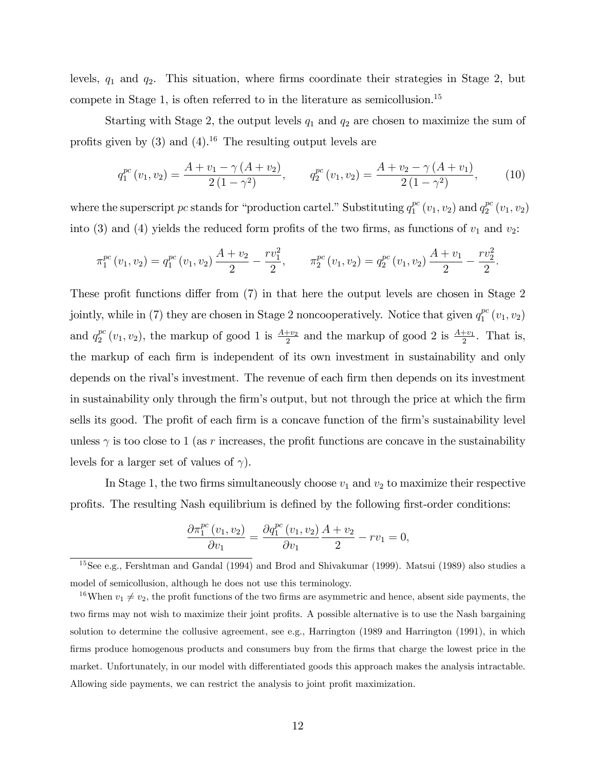levels, $q_1$ and $q_2$. This situation, where firms coordinate their strategies in Stage 2, but compete in Stage 1, is often referred to in the literature as semicollusion.[15]

Starting with Stage 2, the output levels $q_1$ and $q_2$ are chosen to maximize the sum of profits given by (3) and (4).[16] The resulting output levels are

$$q_1^{pc}(v_1, v_2) = \frac{A + v_1 - \gamma(A + v_2)}{2(1 - \gamma^2)}, \qquad q_2^{pc}(v_1, v_2) = \frac{A + v_2 - \gamma(A + v_1)}{2(1 - \gamma^2)}, \tag{10}$$

where the superscript $pc$ stands for "production cartel." Substituting $q_1^{pc}(v_1, v_2)$ and $q_2^{pc}(v_1, v_2)$ into (3) and (4) yields the reduced form profits of the two firms, as functions of $v_1$ and $v_2$:

$$\pi_1^{pc}(v_1, v_2) = q_1^{pc}(v_1, v_2)\frac{A + v_2}{2} - \frac{rv_1^2}{2}, \qquad \pi_2^{pc}(v_1, v_2) = q_2^{pc}(v_1, v_2)\frac{A + v_1}{2} - \frac{rv_2^2}{2}.$$

These profit functions differ from (7) in that here the output levels are chosen in Stage 2 jointly, while in (7) they are chosen in Stage 2 noncooperatively. Notice that given $q_1^{pc}(v_1, v_2)$ and $q_2^{pc}(v_1, v_2)$, the markup of good 1 is $\frac{A+v_2}{2}$ and the markup of good 2 is $\frac{A+v_1}{2}$. That is, the markup of each firm is independent of its own investment in sustainability and only depends on the rival's investment. The revenue of each firm then depends on its investment in sustainability only through the firm's output, but not through the price at which the firm sells its good. The profit of each firm is a concave function of the firm's sustainability level unless $\gamma$ is too close to 1 (as $r$ increases, the profit functions are concave in the sustainability levels for a larger set of values of $\gamma$).

In Stage 1, the two firms simultaneously choose $v_1$ and $v_2$ to maximize their respective profits. The resulting Nash equilibrium is defined by the following first-order conditions:

$$\frac{\partial \pi_1^{pc}(v_1, v_2)}{\partial v_1} = \frac{\partial q_1^{pc}(v_1, v_2)}{\partial v_1}\frac{A + v_2}{2} - rv_1 = 0,$$

[15] See e.g., Fershtman and Gandal (1994) and Brod and Shivakumar (1999). Matsui (1989) also studies a model of semicollusion, although he does not use this terminology.

[16] When $v_1 \neq v_2$, the profit functions of the two firms are asymmetric and hence, absent side payments, the two firms may not wish to maximize their joint profits. A possible alternative is to use the Nash bargaining solution to determine the collusive agreement, see e.g., Harrington (1989 and Harrington (1991), in which firms produce homogenous products and consumers buy from the firms that charge the lowest price in the market. Unfortunately, in our model with differentiated goods this approach makes the analysis intractable. Allowing side payments, we can restrict the analysis to joint profit maximization.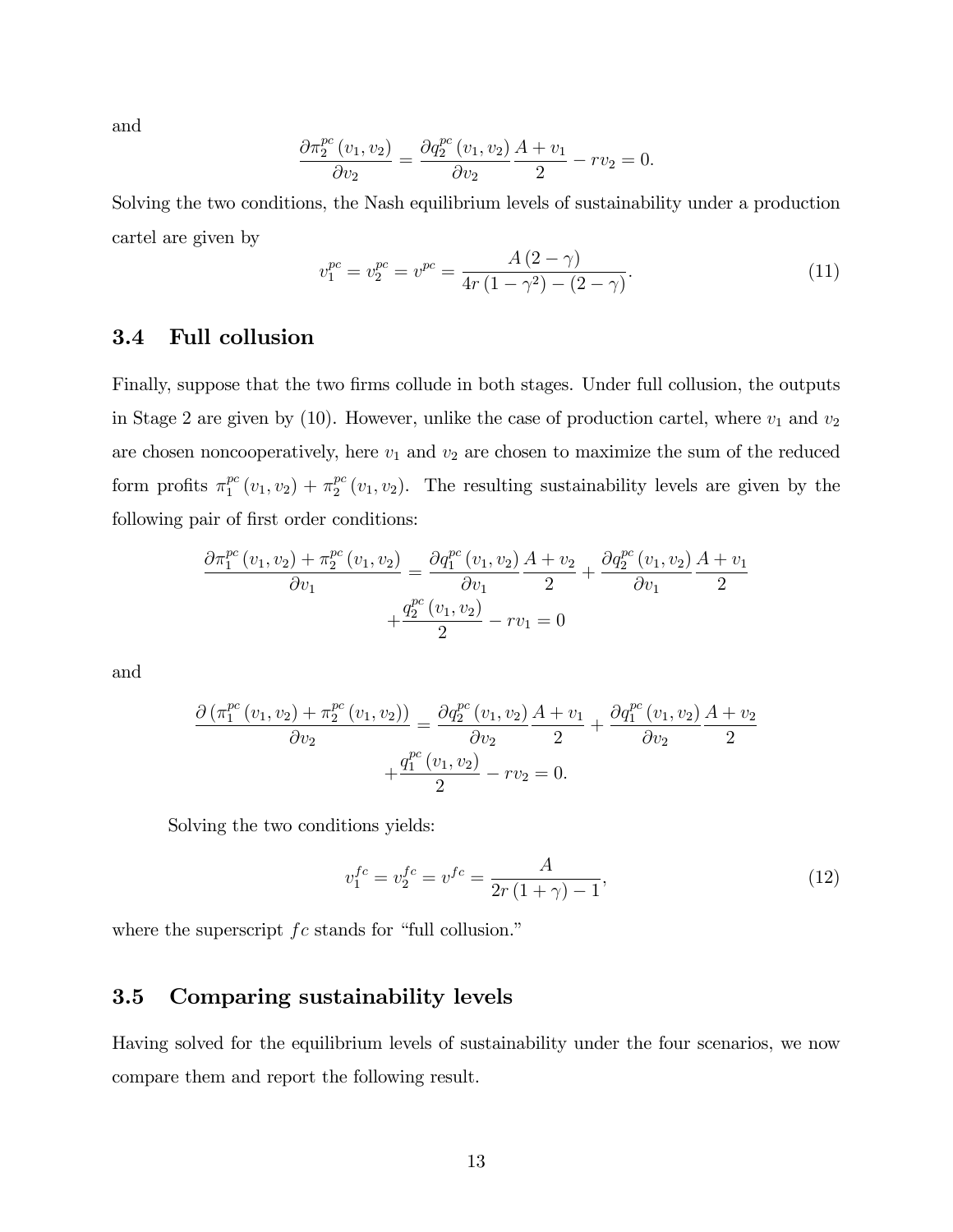and

$$\frac{\partial \pi_2^{pc}(v_1, v_2)}{\partial v_2} = \frac{\partial q_2^{pc}(v_1, v_2)}{\partial v_2} \frac{A + v_1}{2} - r v_2 = 0.$$

Solving the two conditions, the Nash equilibrium levels of sustainability under a production cartel are given by

$$v_1^{pc} = v_2^{pc} = v^{pc} = \frac{A(2-\gamma)}{4r(1-\gamma^2) - (2-\gamma)}. \tag{11}$$

### 3.4 Full collusion

Finally, suppose that the two firms collude in both stages. Under full collusion, the outputs in Stage 2 are given by (10). However, unlike the case of production cartel, where $v_1$ and $v_2$ are chosen noncooperatively, here $v_1$ and $v_2$ are chosen to maximize the sum of the reduced form profits $\pi_1^{pc}(v_1, v_2) + \pi_2^{pc}(v_1, v_2)$. The resulting sustainability levels are given by the following pair of first order conditions:

$$\begin{aligned}\frac{\partial \pi_1^{pc}(v_1, v_2) + \pi_2^{pc}(v_1, v_2)}{\partial v_1} &= \frac{\partial q_1^{pc}(v_1, v_2)}{\partial v_1} \frac{A + v_2}{2} + \frac{\partial q_2^{pc}(v_1, v_2)}{\partial v_1} \frac{A + v_1}{2} \\ &+ \frac{q_2^{pc}(v_1, v_2)}{2} - r v_1 = 0\end{aligned}$$

and

$$\begin{aligned}\frac{\partial \left(\pi_1^{pc}(v_1, v_2) + \pi_2^{pc}(v_1, v_2)\right)}{\partial v_2} &= \frac{\partial q_2^{pc}(v_1, v_2)}{\partial v_2} \frac{A + v_1}{2} + \frac{\partial q_1^{pc}(v_1, v_2)}{\partial v_2} \frac{A + v_2}{2} \\ &+ \frac{q_1^{pc}(v_1, v_2)}{2} - r v_2 = 0.\end{aligned}$$

Solving the two conditions yields:

$$v_1^{fc} = v_2^{fc} = v^{fc} = \frac{A}{2r(1+\gamma) - 1}, \tag{12}$$

where the superscript $fc$ stands for "full collusion."

### 3.5 Comparing sustainability levels

Having solved for the equilibrium levels of sustainability under the four scenarios, we now compare them and report the following result.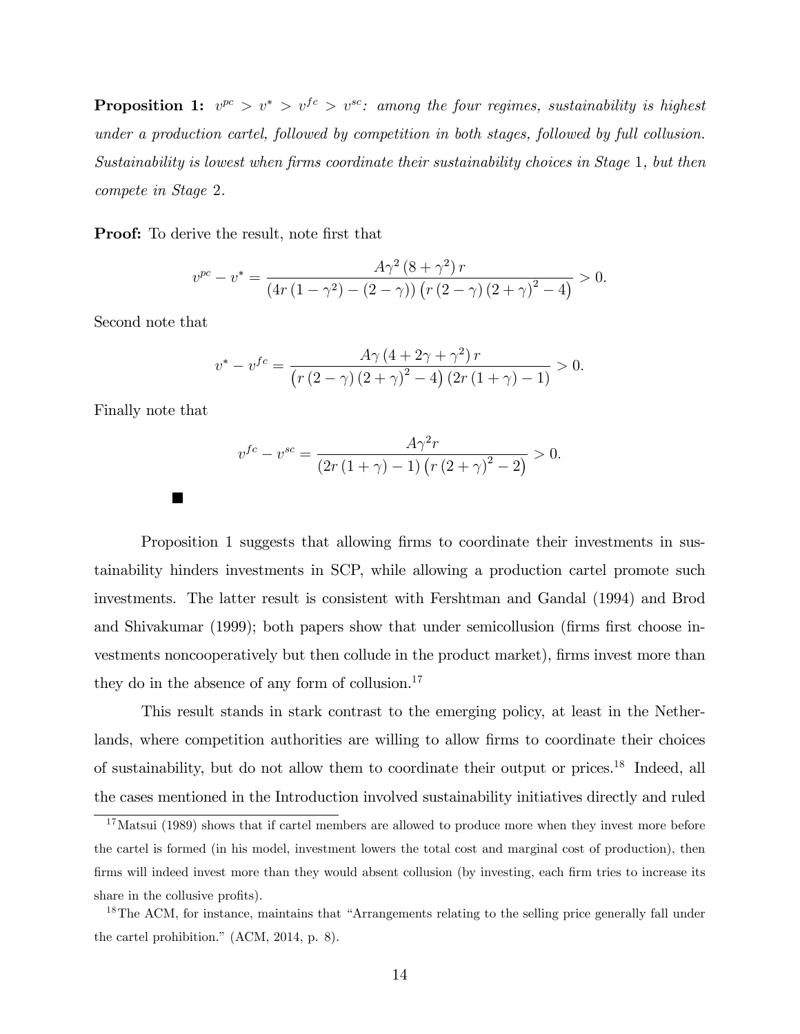**Proposition 1:** $v^{pc} > v^* > v^{fc} > v^{sc}$*: among the four regimes, sustainability is highest under a production cartel, followed by competition in both stages, followed by full collusion. Sustainability is lowest when firms coordinate their sustainability choices in Stage* 1*, but then compete in Stage* 2*.*

**Proof:** To derive the result, note first that

$$v^{pc} - v^* = \frac{A\gamma^2 (8 + \gamma^2) r}{(4r(1-\gamma^2) - (2-\gamma)) \left(r(2-\gamma)(2+\gamma)^2 - 4\right)} > 0.$$

Second note that

$$v^* - v^{fc} = \frac{A\gamma (4 + 2\gamma + \gamma^2) r}{\left(r(2-\gamma)(2+\gamma)^2 - 4\right)(2r(1+\gamma) - 1)} > 0.$$

Finally note that

$$v^{fc} - v^{sc} = \frac{A\gamma^2 r}{(2r(1+\gamma) - 1)\left(r(2+\gamma)^2 - 2\right)} > 0.$$

■

Proposition 1 suggests that allowing firms to coordinate their investments in sustainability hinders investments in SCP, while allowing a production cartel promote such investments. The latter result is consistent with Fershtman and Gandal (1994) and Brod and Shivakumar (1999); both papers show that under semicollusion (firms first choose investments noncooperatively but then collude in the product market), firms invest more than they do in the absence of any form of collusion.[17]

This result stands in stark contrast to the emerging policy, at least in the Netherlands, where competition authorities are willing to allow firms to coordinate their choices of sustainability, but do not allow them to coordinate their output or prices.[18] Indeed, all the cases mentioned in the Introduction involved sustainability initiatives directly and ruled

---

[17] Matsui (1989) shows that if cartel members are allowed to produce more when they invest more before the cartel is formed (in his model, investment lowers the total cost and marginal cost of production), then firms will indeed invest more than they would absent collusion (by investing, each firm tries to increase its share in the collusive profits).

[18] The ACM, for instance, maintains that "Arrangements relating to the selling price generally fall under the cartel prohibition." (ACM, 2014, p. 8).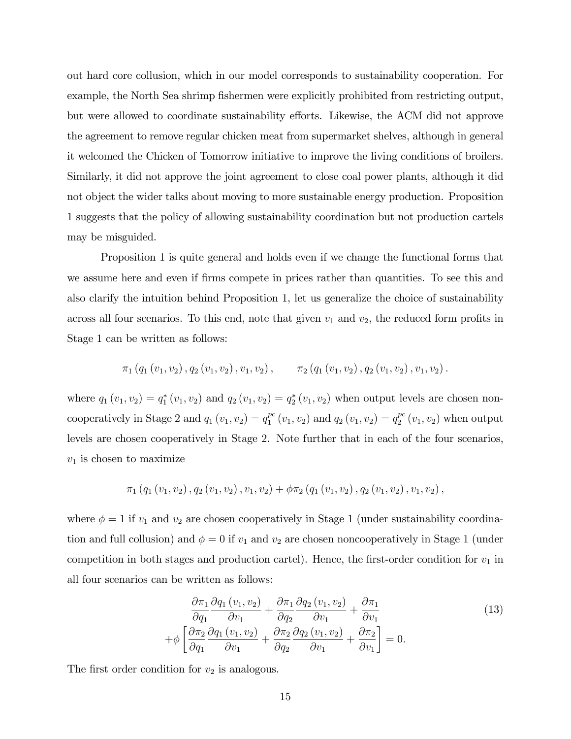out hard core collusion, which in our model corresponds to sustainability cooperation. For example, the North Sea shrimp fishermen were explicitly prohibited from restricting output, but were allowed to coordinate sustainability efforts. Likewise, the ACM did not approve the agreement to remove regular chicken meat from supermarket shelves, although in general it welcomed the Chicken of Tomorrow initiative to improve the living conditions of broilers. Similarly, it did not approve the joint agreement to close coal power plants, although it did not object the wider talks about moving to more sustainable energy production. Proposition 1 suggests that the policy of allowing sustainability coordination but not production cartels may be misguided.

Proposition 1 is quite general and holds even if we change the functional forms that we assume here and even if firms compete in prices rather than quantities. To see this and also clarify the intuition behind Proposition 1, let us generalize the choice of sustainability across all four scenarios. To this end, note that given $v_1$ and $v_2$, the reduced form profits in Stage 1 can be written as follows:

$$\pi_1\left(q_1\left(v_1, v_2\right), q_2\left(v_1, v_2\right), v_1, v_2\right), \qquad \pi_2\left(q_1\left(v_1, v_2\right), q_2\left(v_1, v_2\right), v_1, v_2\right).$$

where $q_1\left(v_1, v_2\right) = q_1^*\left(v_1, v_2\right)$ and $q_2\left(v_1, v_2\right) = q_2^*\left(v_1, v_2\right)$ when output levels are chosen noncooperatively in Stage 2 and $q_1\left(v_1, v_2\right) = q_1^{pc}\left(v_1, v_2\right)$ and $q_2\left(v_1, v_2\right) = q_2^{pc}\left(v_1, v_2\right)$ when output levels are chosen cooperatively in Stage 2. Note further that in each of the four scenarios, $v_1$ is chosen to maximize

$$\pi_1\left(q_1\left(v_1, v_2\right), q_2\left(v_1, v_2\right), v_1, v_2\right) + \phi\pi_2\left(q_1\left(v_1, v_2\right), q_2\left(v_1, v_2\right), v_1, v_2\right),$$

where $\phi = 1$ if $v_1$ and $v_2$ are chosen cooperatively in Stage 1 (under sustainability coordination and full collusion) and $\phi = 0$ if $v_1$ and $v_2$ are chosen noncooperatively in Stage 1 (under competition in both stages and production cartel). Hence, the first-order condition for $v_1$ in all four scenarios can be written as follows:

$$\begin{aligned} &\frac{\partial \pi_1}{\partial q_1}\frac{\partial q_1\left(v_1, v_2\right)}{\partial v_1} + \frac{\partial \pi_1}{\partial q_2}\frac{\partial q_2\left(v_1, v_2\right)}{\partial v_1} + \frac{\partial \pi_1}{\partial v_1} \\ &+\phi\left[\frac{\partial \pi_2}{\partial q_1}\frac{\partial q_1\left(v_1, v_2\right)}{\partial v_1} + \frac{\partial \pi_2}{\partial q_2}\frac{\partial q_2\left(v_1, v_2\right)}{\partial v_1} + \frac{\partial \pi_2}{\partial v_1}\right] = 0. \end{aligned} \tag{13}$$

The first order condition for $v_2$ is analogous.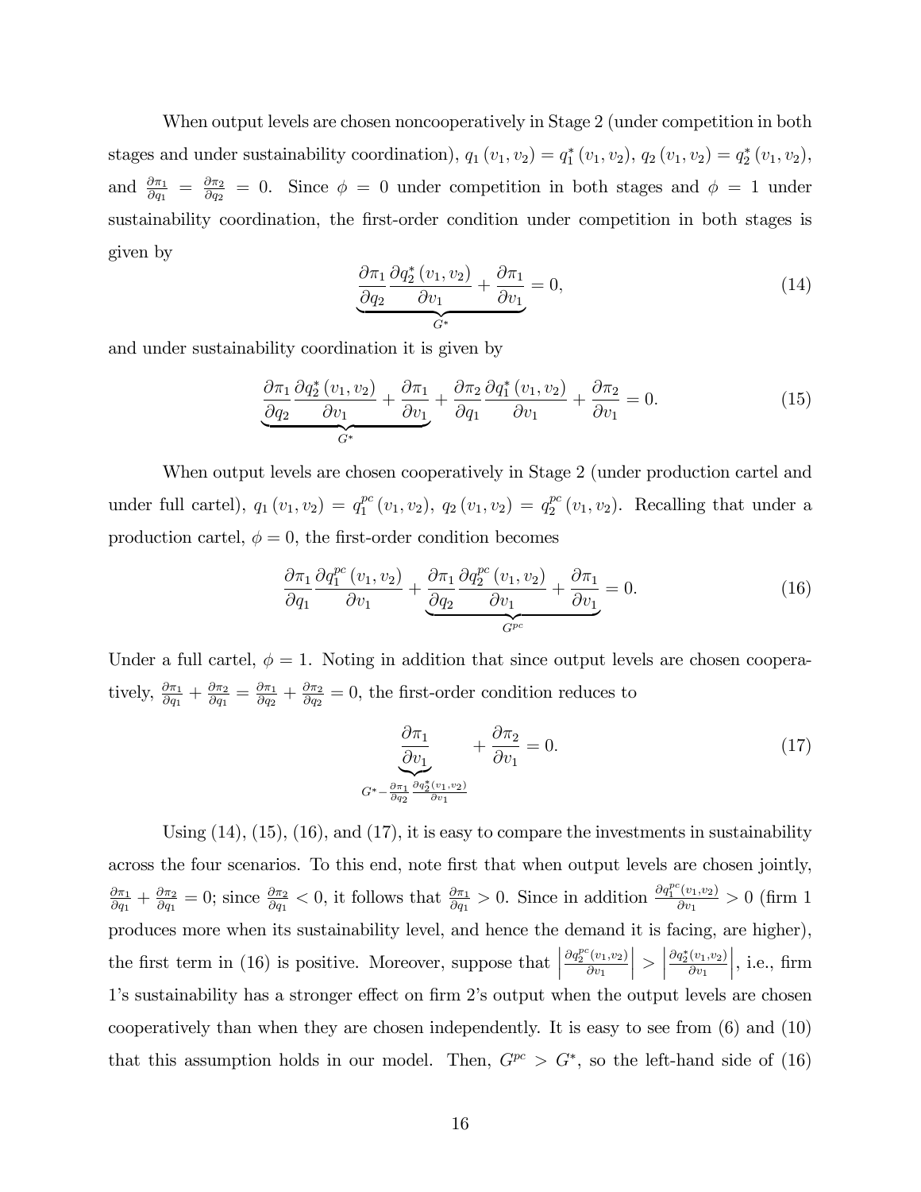When output levels are chosen noncooperatively in Stage 2 (under competition in both stages and under sustainability coordination), $q_1(v_1, v_2) = q_1^*(v_1, v_2)$, $q_2(v_1, v_2) = q_2^*(v_1, v_2)$, and $\frac{\partial \pi_1}{\partial q_1} = \frac{\partial \pi_2}{\partial q_2} = 0$. Since $\phi = 0$ under competition in both stages and $\phi = 1$ under sustainability coordination, the first-order condition under competition in both stages is given by

$$\underbrace{\frac{\partial \pi_1}{\partial q_2} \frac{\partial q_2^*(v_1, v_2)}{\partial v_1} + \frac{\partial \pi_1}{\partial v_1}}_{G^*} = 0, \tag{14}$$

and under sustainability coordination it is given by

$$\underbrace{\frac{\partial \pi_1}{\partial q_2} \frac{\partial q_2^*(v_1, v_2)}{\partial v_1} + \frac{\partial \pi_1}{\partial v_1}}_{G^*} + \frac{\partial \pi_2}{\partial q_1} \frac{\partial q_1^*(v_1, v_2)}{\partial v_1} + \frac{\partial \pi_2}{\partial v_1} = 0. \tag{15}$$

When output levels are chosen cooperatively in Stage 2 (under production cartel and under full cartel), $q_1(v_1, v_2) = q_1^{pc}(v_1, v_2)$, $q_2(v_1, v_2) = q_2^{pc}(v_1, v_2)$. Recalling that under a production cartel, $\phi = 0$, the first-order condition becomes

$$\frac{\partial \pi_1}{\partial q_1} \frac{\partial q_1^{pc}(v_1, v_2)}{\partial v_1} + \underbrace{\frac{\partial \pi_1}{\partial q_2} \frac{\partial q_2^{pc}(v_1, v_2)}{\partial v_1} + \frac{\partial \pi_1}{\partial v_1}}_{G^{pc}} = 0. \tag{16}$$

Under a full cartel, $\phi = 1$. Noting in addition that since output levels are chosen cooperatively, $\frac{\partial \pi_1}{\partial q_1} + \frac{\partial \pi_2}{\partial q_1} = \frac{\partial \pi_1}{\partial q_2} + \frac{\partial \pi_2}{\partial q_2} = 0$, the first-order condition reduces to

$$\underbrace{\frac{\partial \pi_1}{\partial v_1}}_{G^* - \frac{\partial \pi_1}{\partial q_2} \frac{\partial q_2^*(v_1, v_2)}{\partial v_1}} + \frac{\partial \pi_2}{\partial v_1} = 0. \tag{17}$$

Using (14), (15), (16), and (17), it is easy to compare the investments in sustainability across the four scenarios. To this end, note first that when output levels are chosen jointly, $\frac{\partial \pi_1}{\partial q_1} + \frac{\partial \pi_2}{\partial q_1} = 0$; since $\frac{\partial \pi_2}{\partial q_1} < 0$, it follows that $\frac{\partial \pi_1}{\partial q_1} > 0$. Since in addition $\frac{\partial q_1^{pc}(v_1, v_2)}{\partial v_1} > 0$ (firm 1 produces more when its sustainability level, and hence the demand it is facing, are higher), the first term in (16) is positive. Moreover, suppose that $\left| \frac{\partial q_2^{pc}(v_1, v_2)}{\partial v_1} \right| > \left| \frac{\partial q_2^*(v_1, v_2)}{\partial v_1} \right|$, i.e., firm 1's sustainability has a stronger effect on firm 2's output when the output levels are chosen cooperatively than when they are chosen independently. It is easy to see from (6) and (10) that this assumption holds in our model. Then, $G^{pc} > G^*$, so the left-hand side of (16)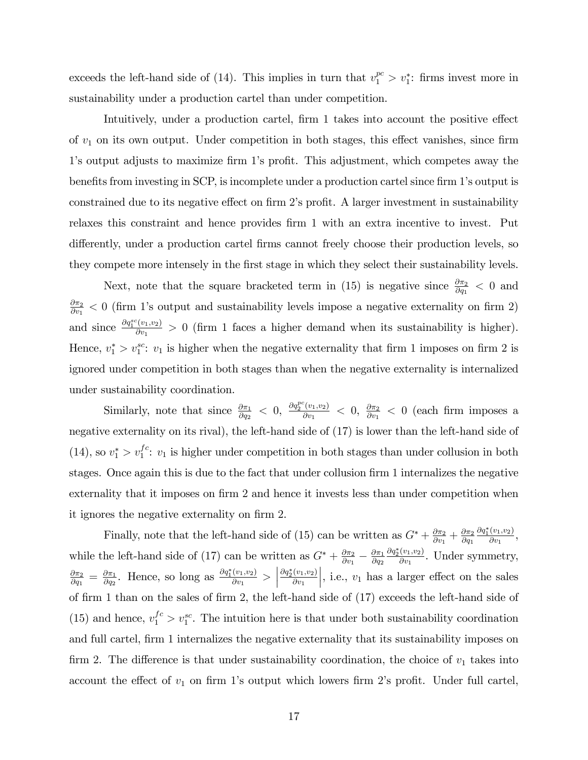exceeds the left-hand side of (14). This implies in turn that $v_1^{pc} > v_1^*$: firms invest more in sustainability under a production cartel than under competition.

Intuitively, under a production cartel, firm 1 takes into account the positive effect of $v_1$ on its own output. Under competition in both stages, this effect vanishes, since firm 1's output adjusts to maximize firm 1's profit. This adjustment, which competes away the benefits from investing in SCP, is incomplete under a production cartel since firm 1's output is constrained due to its negative effect on firm 2's profit. A larger investment in sustainability relaxes this constraint and hence provides firm 1 with an extra incentive to invest. Put differently, under a production cartel firms cannot freely choose their production levels, so they compete more intensely in the first stage in which they select their sustainability levels.

Next, note that the square bracketed term in (15) is negative since $\frac{\partial \pi_2}{\partial q_1} < 0$ and $\frac{\partial \pi_2}{\partial v_1} < 0$ (firm 1's output and sustainability levels impose a negative externality on firm 2) and since $\frac{\partial q_1^{sc}(v_1,v_2)}{\partial v_1} > 0$ (firm 1 faces a higher demand when its sustainability is higher). Hence, $v_1^* > v_1^{sc}$: $v_1$ is higher when the negative externality that firm 1 imposes on firm 2 is ignored under competition in both stages than when the negative externality is internalized under sustainability coordination.

Similarly, note that since $\frac{\partial \pi_1}{\partial q_2} < 0$, $\frac{\partial q_2^{pc}(v_1,v_2)}{\partial v_1} < 0$, $\frac{\partial \pi_2}{\partial v_1} < 0$ (each firm imposes a negative externality on its rival), the left-hand side of (17) is lower than the left-hand side of (14), so $v_1^* > v_1^{fc}$: $v_1$ is higher under competition in both stages than under collusion in both stages. Once again this is due to the fact that under collusion firm 1 internalizes the negative externality that it imposes on firm 2 and hence it invests less than under competition when it ignores the negative externality on firm 2.

Finally, note that the left-hand side of (15) can be written as $G^* + \frac{\partial \pi_2}{\partial v_1} + \frac{\partial \pi_2}{\partial q_1}\frac{\partial q_1^*(v_1,v_2)}{\partial v_1}$, while the left-hand side of (17) can be written as $G^* + \frac{\partial \pi_2}{\partial v_1} - \frac{\partial \pi_1}{\partial q_2}\frac{\partial q_2^*(v_1,v_2)}{\partial v_1}$. Under symmetry, $\frac{\partial \pi_2}{\partial q_1} = \frac{\partial \pi_1}{\partial q_2}$. Hence, so long as $\frac{\partial q_1^*(v_1,v_2)}{\partial v_1} > \left|\frac{\partial q_2^*(v_1,v_2)}{\partial v_1}\right|$, i.e., $v_1$ has a larger effect on the sales of firm 1 than on the sales of firm 2, the left-hand side of (17) exceeds the left-hand side of (15) and hence, $v_1^{fc} > v_1^{sc}$. The intuition here is that under both sustainability coordination and full cartel, firm 1 internalizes the negative externality that its sustainability imposes on firm 2. The difference is that under sustainability coordination, the choice of $v_1$ takes into account the effect of $v_1$ on firm 1's output which lowers firm 2's profit. Under full cartel,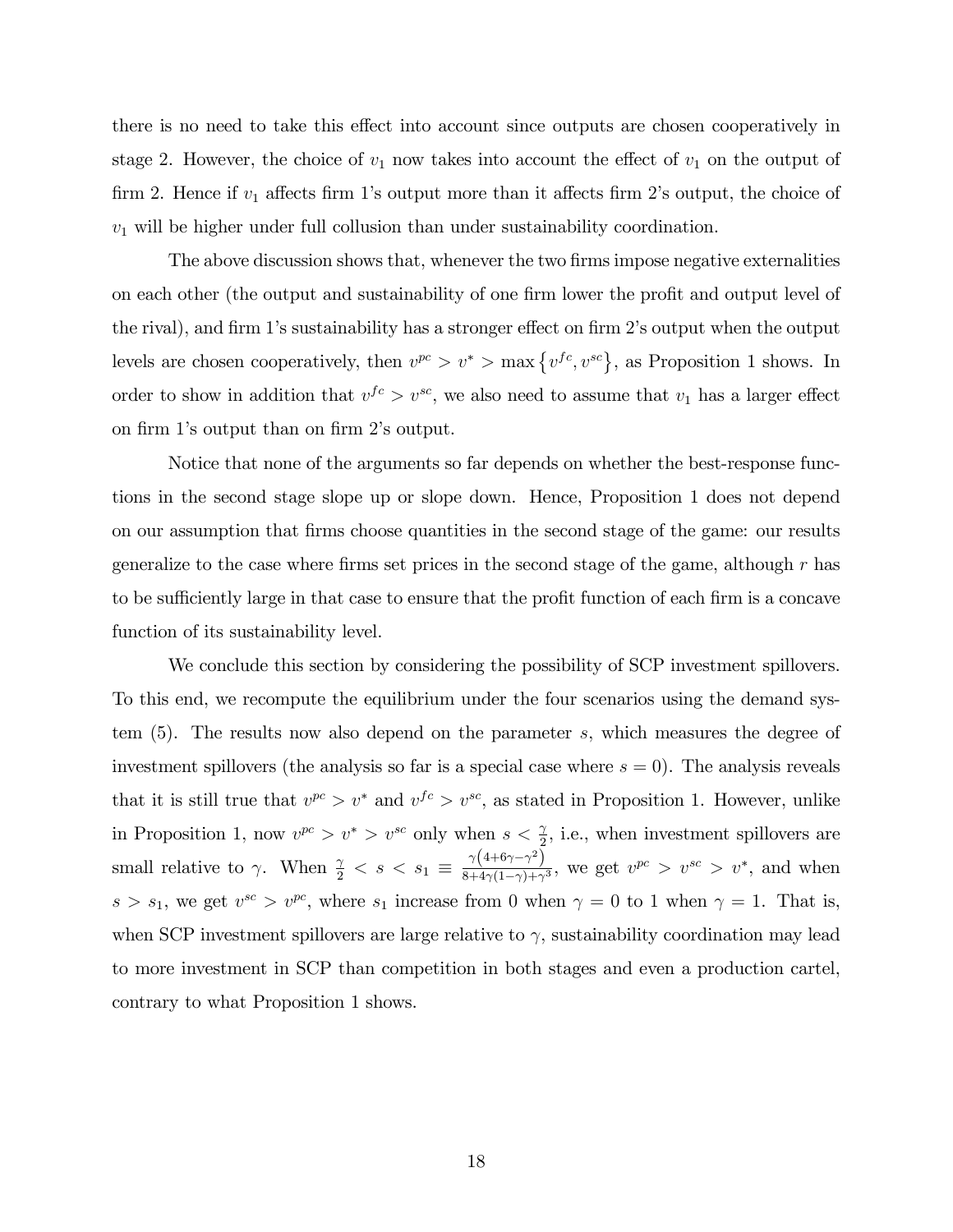there is no need to take this effect into account since outputs are chosen cooperatively in stage 2. However, the choice of $v_1$ now takes into account the effect of $v_1$ on the output of firm 2. Hence if $v_1$ affects firm 1's output more than it affects firm 2's output, the choice of $v_1$ will be higher under full collusion than under sustainability coordination.

The above discussion shows that, whenever the two firms impose negative externalities on each other (the output and sustainability of one firm lower the profit and output level of the rival), and firm 1's sustainability has a stronger effect on firm 2's output when the output levels are chosen cooperatively, then $v^{pc} > v^* > \max\{v^{fc}, v^{sc}\}$, as Proposition 1 shows. In order to show in addition that $v^{fc} > v^{sc}$, we also need to assume that $v_1$ has a larger effect on firm 1's output than on firm 2's output.

Notice that none of the arguments so far depends on whether the best-response functions in the second stage slope up or slope down. Hence, Proposition 1 does not depend on our assumption that firms choose quantities in the second stage of the game: our results generalize to the case where firms set prices in the second stage of the game, although $r$ has to be sufficiently large in that case to ensure that the profit function of each firm is a concave function of its sustainability level.

We conclude this section by considering the possibility of SCP investment spillovers. To this end, we recompute the equilibrium under the four scenarios using the demand system (5). The results now also depend on the parameter $s$, which measures the degree of investment spillovers (the analysis so far is a special case where $s = 0$). The analysis reveals that it is still true that $v^{pc} > v^*$ and $v^{fc} > v^{sc}$, as stated in Proposition 1. However, unlike in Proposition 1, now $v^{pc} > v^* > v^{sc}$ only when $s < \frac{\gamma}{2}$, i.e., when investment spillovers are small relative to $\gamma$. When $\frac{\gamma}{2} < s < s_1 \equiv \frac{\gamma(4+6\gamma-\gamma^2)}{8+4\gamma(1-\gamma)+\gamma^3}$, we get $v^{pc} > v^{sc} > v^*$, and when $s > s_1$, we get $v^{sc} > v^{pc}$, where $s_1$ increase from 0 when $\gamma = 0$ to 1 when $\gamma = 1$. That is, when SCP investment spillovers are large relative to $\gamma$, sustainability coordination may lead to more investment in SCP than competition in both stages and even a production cartel, contrary to what Proposition 1 shows.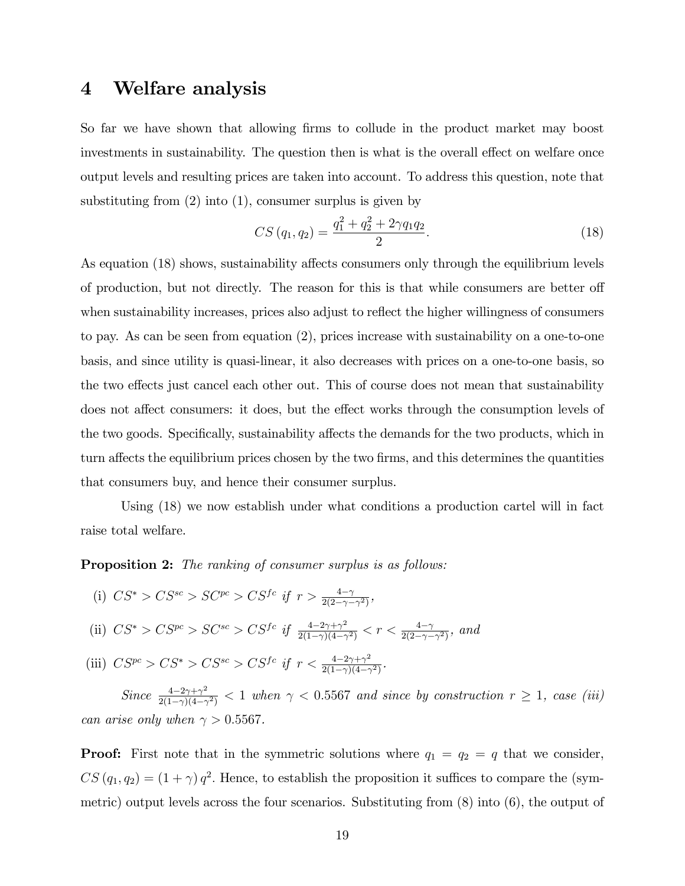## 4 Welfare analysis

So far we have shown that allowing firms to collude in the product market may boost investments in sustainability. The question then is what is the overall effect on welfare once output levels and resulting prices are taken into account. To address this question, note that substituting from (2) into (1), consumer surplus is given by

$$CS(q_1, q_2) = \frac{q_1^2 + q_2^2 + 2\gamma q_1 q_2}{2}. \tag{18}$$

As equation (18) shows, sustainability affects consumers only through the equilibrium levels of production, but not directly. The reason for this is that while consumers are better off when sustainability increases, prices also adjust to reflect the higher willingness of consumers to pay. As can be seen from equation (2), prices increase with sustainability on a one-to-one basis, and since utility is quasi-linear, it also decreases with prices on a one-to-one basis, so the two effects just cancel each other out. This of course does not mean that sustainability does not affect consumers: it does, but the effect works through the consumption levels of the two goods. Specifically, sustainability affects the demands for the two products, which in turn affects the equilibrium prices chosen by the two firms, and this determines the quantities that consumers buy, and hence their consumer surplus.

Using (18) we now establish under what conditions a production cartel will in fact raise total welfare.

**Proposition 2:** *The ranking of consumer surplus is as follows:*

(i) $CS^* > CS^{sc} > SC^{pc} > CS^{fc}$ *if* $r > \frac{4-\gamma}{2(2-\gamma-\gamma^2)}$,

(ii) $CS^* > CS^{pc} > SC^{sc} > CS^{fc}$ *if* $\frac{4-2\gamma+\gamma^2}{2(1-\gamma)(4-\gamma^2)} < r < \frac{4-\gamma}{2(2-\gamma-\gamma^2)}$, *and*

(iii) $CS^{pc} > CS^* > CS^{sc} > CS^{fc}$ *if* $r < \frac{4-2\gamma+\gamma^2}{2(1-\gamma)(4-\gamma^2)}$.

*Since* $\frac{4-2\gamma+\gamma^2}{2(1-\gamma)(4-\gamma^2)} < 1$ *when* $\gamma < 0.5567$ *and since by construction* $r \geq 1$*, case (iii) can arise only when* $\gamma > 0.5567$.

**Proof:** First note that in the symmetric solutions where $q_1 = q_2 = q$ that we consider, $CS(q_1, q_2) = (1+\gamma) q^2$. Hence, to establish the proposition it suffices to compare the (symmetric) output levels across the four scenarios. Substituting from (8) into (6), the output of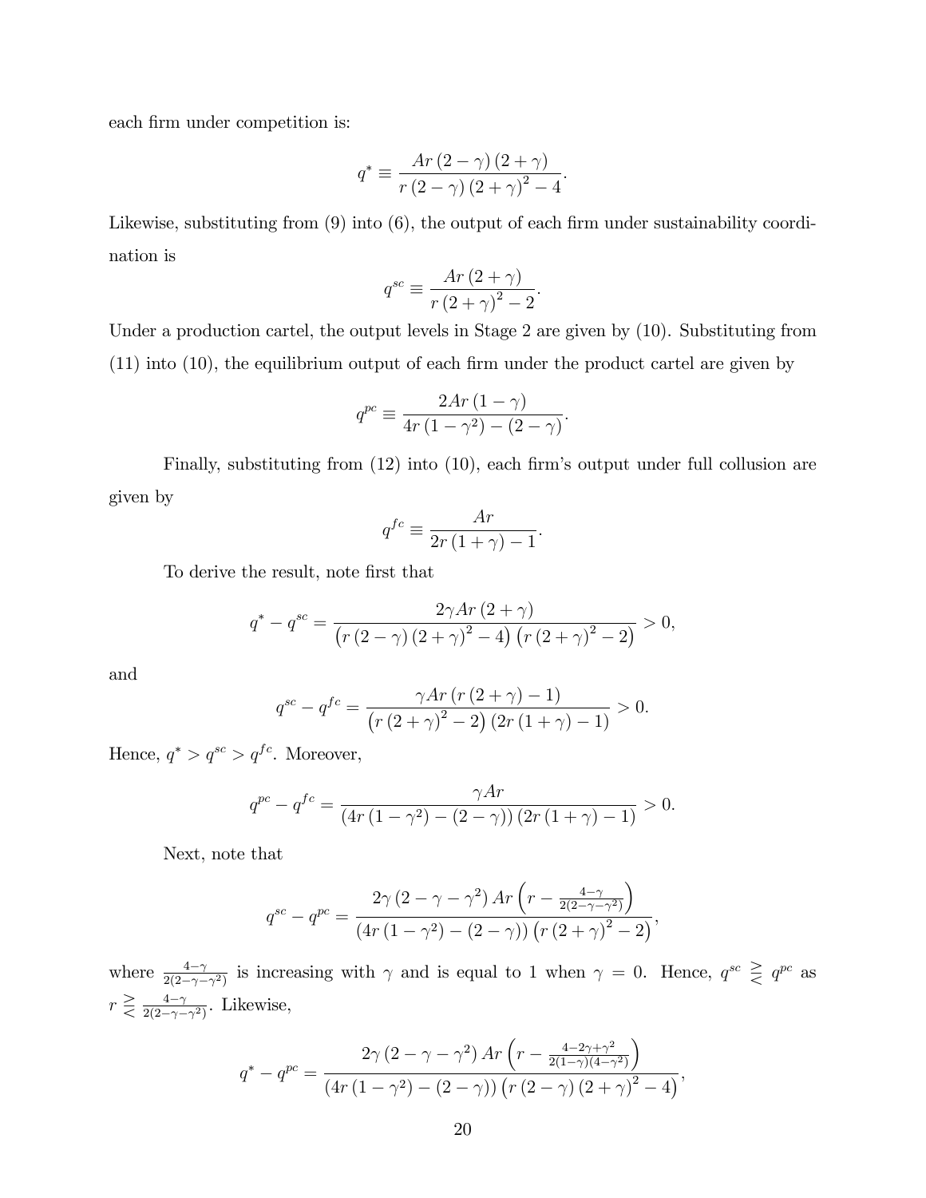each firm under competition is:

$$q^* \equiv \frac{Ar\left(2-\gamma\right)\left(2+\gamma\right)}{r\left(2-\gamma\right)\left(2+\gamma\right)^2-4}.$$

Likewise, substituting from (9) into (6), the output of each firm under sustainability coordination is

$$q^{sc} \equiv \frac{Ar\left(2+\gamma\right)}{r\left(2+\gamma\right)^2-2}.$$

Under a production cartel, the output levels in Stage 2 are given by (10). Substituting from (11) into (10), the equilibrium output of each firm under the product cartel are given by

$$q^{pc} \equiv \frac{2Ar\left(1-\gamma\right)}{4r\left(1-\gamma^2\right)-\left(2-\gamma\right)}.$$

Finally, substituting from (12) into (10), each firm's output under full collusion are given by

$$q^{fc} \equiv \frac{Ar}{2r\left(1+\gamma\right)-1}.$$

To derive the result, note first that

$$q^* - q^{sc} = \frac{2\gamma Ar\left(2+\gamma\right)}{\left(r\left(2-\gamma\right)\left(2+\gamma\right)^2-4\right)\left(r\left(2+\gamma\right)^2-2\right)} > 0,$$

and

$$q^{sc} - q^{fc} = \frac{\gamma Ar\left(r\left(2+\gamma\right)-1\right)}{\left(r\left(2+\gamma\right)^2-2\right)\left(2r\left(1+\gamma\right)-1\right)} > 0.$$

Hence, $q^* > q^{sc} > q^{fc}$. Moreover,

$$q^{pc} - q^{fc} = \frac{\gamma Ar}{\left(4r\left(1-\gamma^2\right)-\left(2-\gamma\right)\right)\left(2r\left(1+\gamma\right)-1\right)} > 0.$$

Next, note that

$$q^{sc} - q^{pc} = \frac{2\gamma\left(2-\gamma-\gamma^2\right)Ar\left(r-\frac{4-\gamma}{2(2-\gamma-\gamma^2)}\right)}{\left(4r\left(1-\gamma^2\right)-\left(2-\gamma\right)\right)\left(r\left(2+\gamma\right)^2-2\right)},$$

where $\frac{4-\gamma}{2(2-\gamma-\gamma^2)}$ is increasing with $\gamma$ and is equal to 1 when $\gamma = 0$. Hence, $q^{sc} \gtreqless q^{pc}$ as $r \gtreqless \frac{4-\gamma}{2(2-\gamma-\gamma^2)}$. Likewise,

$$q^* - q^{pc} = \frac{2\gamma\left(2-\gamma-\gamma^2\right)Ar\left(r-\frac{4-2\gamma+\gamma^2}{2(1-\gamma)(4-\gamma^2)}\right)}{\left(4r\left(1-\gamma^2\right)-\left(2-\gamma\right)\right)\left(r\left(2-\gamma\right)\left(2+\gamma\right)^2-4\right)},$$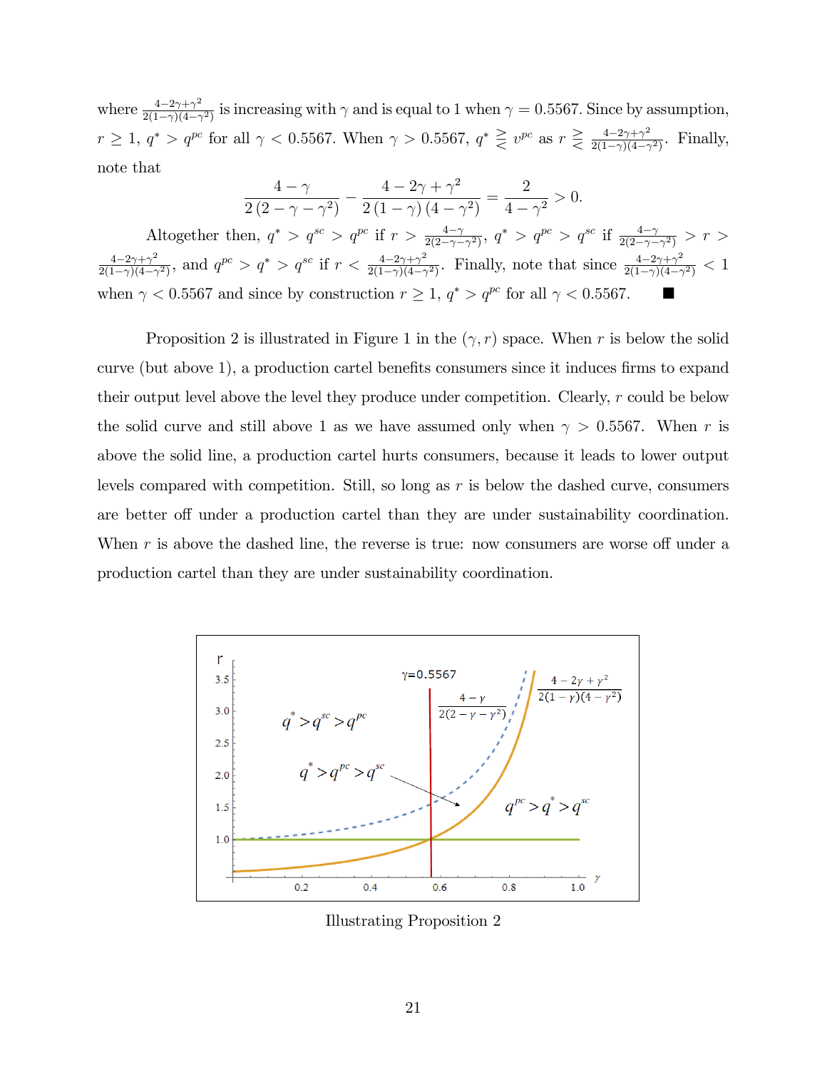where $\frac{4-2\gamma+\gamma^2}{2(1-\gamma)(4-\gamma^2)}$ is increasing with $\gamma$ and is equal to 1 when $\gamma = 0.5567$. Since by assumption, $r \geq 1$, $q^* > q^{pc}$ for all $\gamma < 0.5567$. When $\gamma > 0.5567$, $q^* \gtreqless v^{pc}$ as $r \gtreqless \frac{4-2\gamma+\gamma^2}{2(1-\gamma)(4-\gamma^2)}$. Finally, note that

$$\frac{4-\gamma}{2(2-\gamma-\gamma^2)} - \frac{4-2\gamma+\gamma^2}{2(1-\gamma)(4-\gamma^2)} = \frac{2}{4-\gamma^2} > 0.$$

Altogether then, $q^* > q^{sc} > q^{pc}$ if $r > \frac{4-\gamma}{2(2-\gamma-\gamma^2)}$, $q^* > q^{pc} > q^{sc}$ if $\frac{4-\gamma}{2(2-\gamma-\gamma^2)} > r > \frac{4-2\gamma+\gamma^2}{2(1-\gamma)(4-\gamma^2)}$, and $q^{pc} > q^* > q^{sc}$ if $r < \frac{4-2\gamma+\gamma^2}{2(1-\gamma)(4-\gamma^2)}$. Finally, note that since $\frac{4-2\gamma+\gamma^2}{2(1-\gamma)(4-\gamma^2)} < 1$ when $\gamma < 0.5567$ and since by construction $r \geq 1$, $q^* > q^{pc}$ for all $\gamma < 0.5567$. ∎

Proposition 2 is illustrated in Figure 1 in the $(\gamma, r)$ space. When $r$ is below the solid curve (but above 1), a production cartel benefits consumers since it induces firms to expand their output level above the level they produce under competition. Clearly, $r$ could be below the solid curve and still above 1 as we have assumed only when $\gamma > 0.5567$. When $r$ is above the solid line, a production cartel hurts consumers, because it leads to lower output levels compared with competition. Still, so long as $r$ is below the dashed curve, consumers are better off under a production cartel than they are under sustainability coordination. When $r$ is above the dashed line, the reverse is true: now consumers are worse off under a production cartel than they are under sustainability coordination.

Illustrating Proposition 2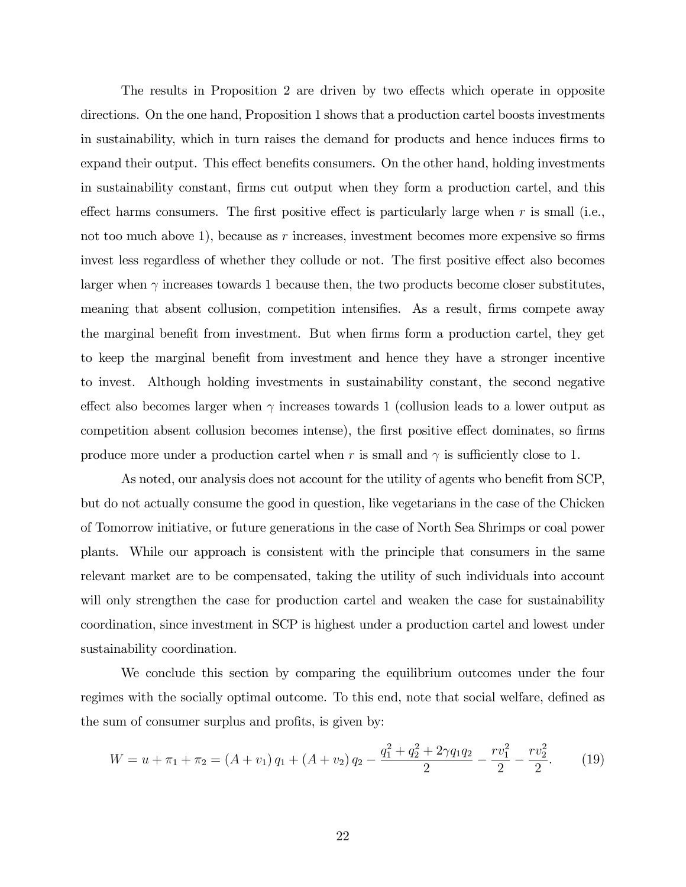The results in Proposition 2 are driven by two effects which operate in opposite directions. On the one hand, Proposition 1 shows that a production cartel boosts investments in sustainability, which in turn raises the demand for products and hence induces firms to expand their output. This effect benefits consumers. On the other hand, holding investments in sustainability constant, firms cut output when they form a production cartel, and this effect harms consumers. The first positive effect is particularly large when $r$ is small (i.e., not too much above 1), because as $r$ increases, investment becomes more expensive so firms invest less regardless of whether they collude or not. The first positive effect also becomes larger when $\gamma$ increases towards 1 because then, the two products become closer substitutes, meaning that absent collusion, competition intensifies. As a result, firms compete away the marginal benefit from investment. But when firms form a production cartel, they get to keep the marginal benefit from investment and hence they have a stronger incentive to invest. Although holding investments in sustainability constant, the second negative effect also becomes larger when $\gamma$ increases towards 1 (collusion leads to a lower output as competition absent collusion becomes intense), the first positive effect dominates, so firms produce more under a production cartel when $r$ is small and $\gamma$ is sufficiently close to 1.

As noted, our analysis does not account for the utility of agents who benefit from SCP, but do not actually consume the good in question, like vegetarians in the case of the Chicken of Tomorrow initiative, or future generations in the case of North Sea Shrimps or coal power plants. While our approach is consistent with the principle that consumers in the same relevant market are to be compensated, taking the utility of such individuals into account will only strengthen the case for production cartel and weaken the case for sustainability coordination, since investment in SCP is highest under a production cartel and lowest under sustainability coordination.

We conclude this section by comparing the equilibrium outcomes under the four regimes with the socially optimal outcome. To this end, note that social welfare, defined as the sum of consumer surplus and profits, is given by:

$$W = u + \pi_1 + \pi_2 = (A + v_1)\, q_1 + (A + v_2)\, q_2 - \frac{q_1^2 + q_2^2 + 2\gamma q_1 q_2}{2} - \frac{r v_1^2}{2} - \frac{r v_2^2}{2}. \tag{19}$$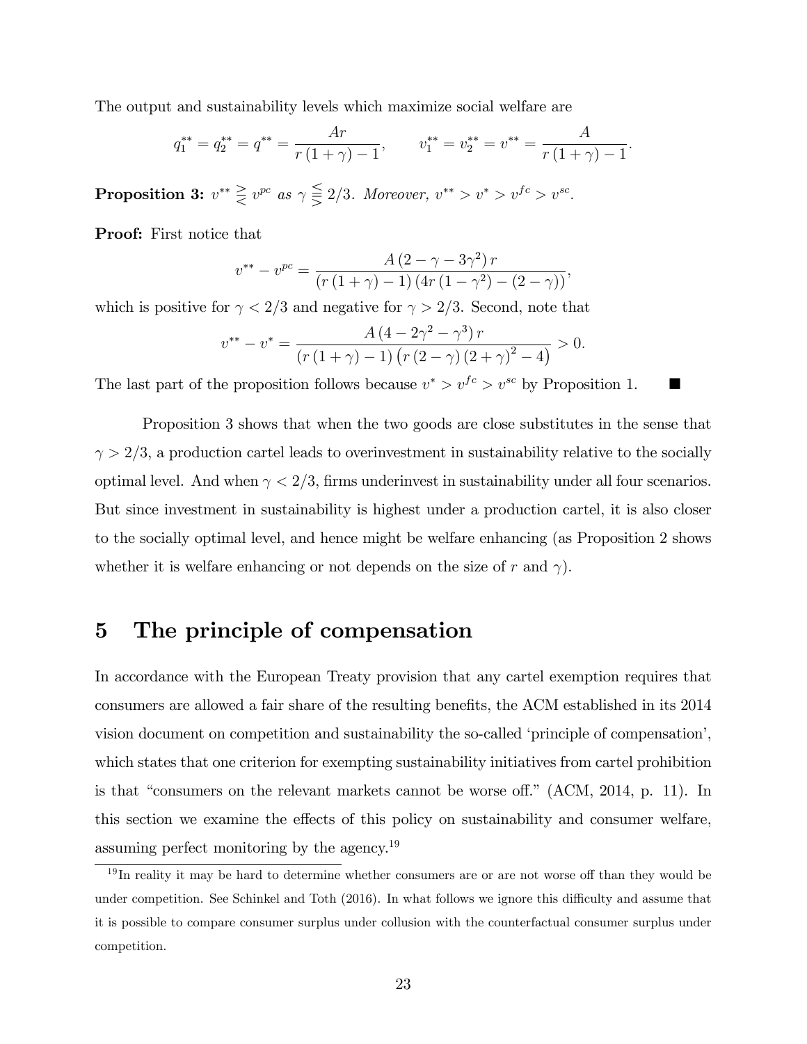The output and sustainability levels which maximize social welfare are

$$q_1^{**} = q_2^{**} = q^{**} = \frac{Ar}{r(1+\gamma)-1}, \qquad v_1^{**} = v_2^{**} = v^{**} = \frac{A}{r(1+\gamma)-1}.$$

**Proposition 3:** *$v^{**} \gtreqless v^{pc}$ as $\gamma \lesseqgtr 2/3$. Moreover, $v^{**} > v^{*} > v^{fc} > v^{sc}$.*

**Proof:** First notice that

$$v^{**} - v^{pc} = \frac{A(2-\gamma-3\gamma^2)r}{(r(1+\gamma)-1)(4r(1-\gamma^2)-(2-\gamma))},$$

which is positive for $\gamma < 2/3$ and negative for $\gamma > 2/3$. Second, note that

$$v^{**} - v^{*} = \frac{A(4-2\gamma^2-\gamma^3)r}{(r(1+\gamma)-1)\left(r(2-\gamma)(2+\gamma)^2-4\right)} > 0.$$

The last part of the proposition follows because $v^{*} > v^{fc} > v^{sc}$ by Proposition 1. ■

Proposition 3 shows that when the two goods are close substitutes in the sense that $\gamma > 2/3$, a production cartel leads to overinvestment in sustainability relative to the socially optimal level. And when $\gamma < 2/3$, firms underinvest in sustainability under all four scenarios. But since investment in sustainability is highest under a production cartel, it is also closer to the socially optimal level, and hence might be welfare enhancing (as Proposition 2 shows whether it is welfare enhancing or not depends on the size of $r$ and $\gamma$).

# 5 The principle of compensation

In accordance with the European Treaty provision that any cartel exemption requires that consumers are allowed a fair share of the resulting benefits, the ACM established in its 2014 vision document on competition and sustainability the so-called 'principle of compensation', which states that one criterion for exempting sustainability initiatives from cartel prohibition is that "consumers on the relevant markets cannot be worse off." (ACM, 2014, p. 11). In this section we examine the effects of this policy on sustainability and consumer welfare, assuming perfect monitoring by the agency.[19]

[19] In reality it may be hard to determine whether consumers are or are not worse off than they would be under competition. See Schinkel and Toth (2016). In what follows we ignore this difficulty and assume that it is possible to compare consumer surplus under collusion with the counterfactual consumer surplus under competition.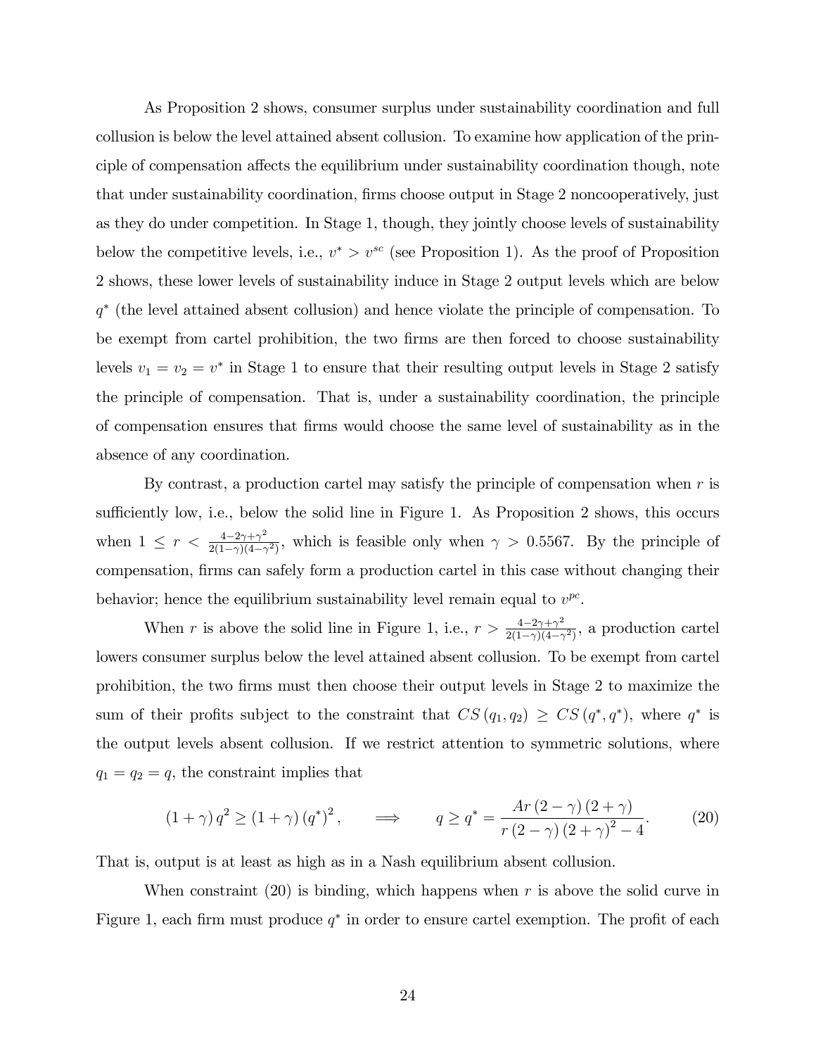As Proposition 2 shows, consumer surplus under sustainability coordination and full collusion is below the level attained absent collusion. To examine how application of the principle of compensation affects the equilibrium under sustainability coordination though, note that under sustainability coordination, firms choose output in Stage 2 noncooperatively, just as they do under competition. In Stage 1, though, they jointly choose levels of sustainability below the competitive levels, i.e., $v^* > v^{sc}$ (see Proposition 1). As the proof of Proposition 2 shows, these lower levels of sustainability induce in Stage 2 output levels which are below $q^*$ (the level attained absent collusion) and hence violate the principle of compensation. To be exempt from cartel prohibition, the two firms are then forced to choose sustainability levels $v_1 = v_2 = v^*$ in Stage 1 to ensure that their resulting output levels in Stage 2 satisfy the principle of compensation. That is, under a sustainability coordination, the principle of compensation ensures that firms would choose the same level of sustainability as in the absence of any coordination.

By contrast, a production cartel may satisfy the principle of compensation when $r$ is sufficiently low, i.e., below the solid line in Figure 1. As Proposition 2 shows, this occurs when $1 \leq r < \frac{4-2\gamma+\gamma^2}{2(1-\gamma)(4-\gamma^2)}$, which is feasible only when $\gamma > 0.5567$. By the principle of compensation, firms can safely form a production cartel in this case without changing their behavior; hence the equilibrium sustainability level remain equal to $v^{pc}$.

When $r$ is above the solid line in Figure 1, i.e., $r > \frac{4-2\gamma+\gamma^2}{2(1-\gamma)(4-\gamma^2)}$, a production cartel lowers consumer surplus below the level attained absent collusion. To be exempt from cartel prohibition, the two firms must then choose their output levels in Stage 2 to maximize the sum of their profits subject to the constraint that $CS(q_1, q_2) \geq CS(q^*, q^*)$, where $q^*$ is the output levels absent collusion. If we restrict attention to symmetric solutions, where $q_1 = q_2 = q$, the constraint implies that

$$(1+\gamma) q^2 \geq (1+\gamma)(q^*)^2, \qquad \Longrightarrow \qquad q \geq q^* = \frac{Ar(2-\gamma)(2+\gamma)}{r(2-\gamma)(2+\gamma)^2 - 4}. \tag{20}$$

That is, output is at least as high as in a Nash equilibrium absent collusion.

When constraint (20) is binding, which happens when $r$ is above the solid curve in Figure 1, each firm must produce $q^*$ in order to ensure cartel exemption. The profit of each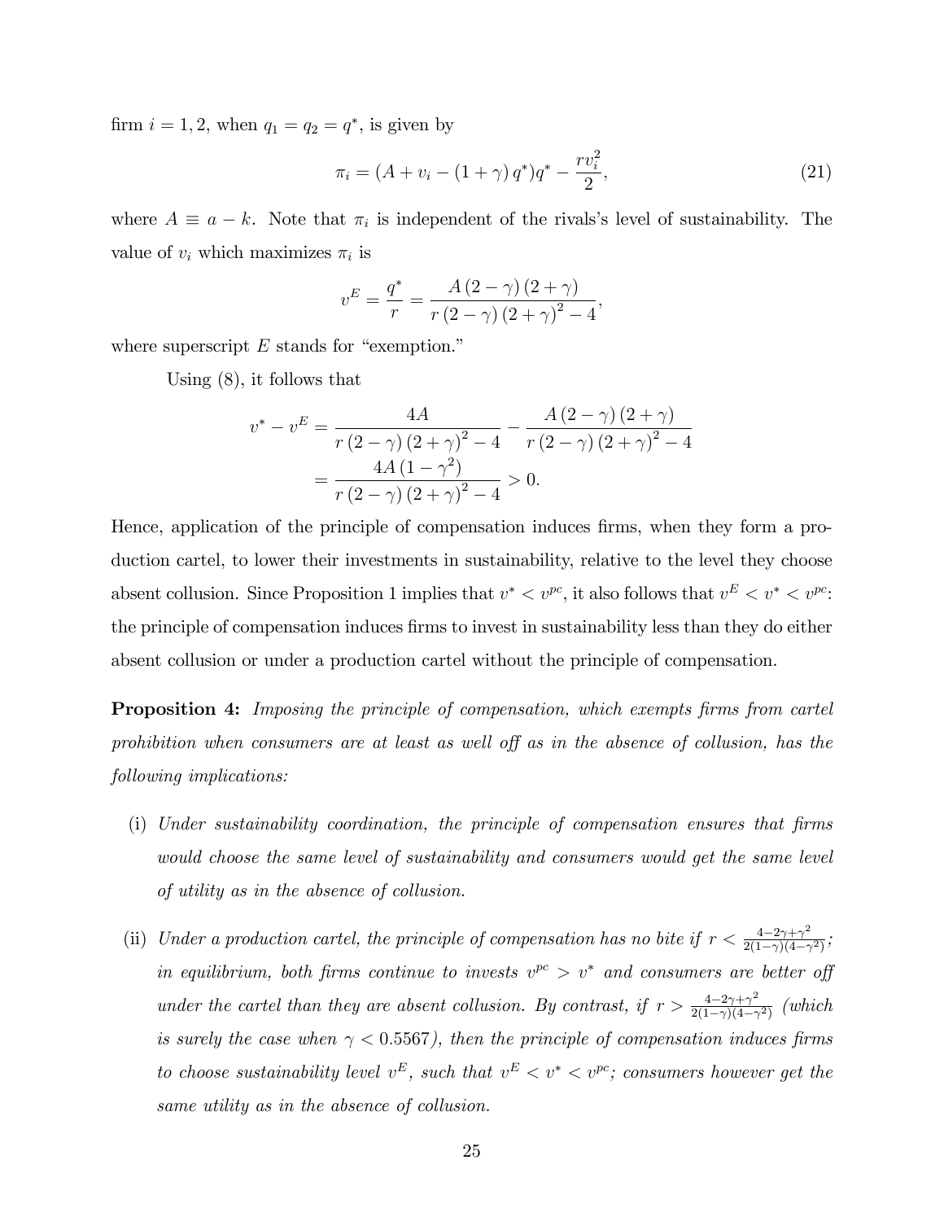firm $i = 1, 2$, when $q_1 = q_2 = q^*$, is given by

$$\pi_i = (A + v_i - (1 + \gamma) q^*) q^* - \frac{r v_i^2}{2}, \tag{21}$$

where $A \equiv a - k$. Note that $\pi_i$ is independent of the rivals's level of sustainability. The value of $v_i$ which maximizes $\pi_i$ is

$$v^E = \frac{q^*}{r} = \frac{A (2 - \gamma)(2 + \gamma)}{r (2 - \gamma)(2 + \gamma)^2 - 4},$$

where superscript $E$ stands for "exemption."

Using (8), it follows that

$$\begin{aligned} v^* - v^E &= \frac{4A}{r (2 - \gamma)(2 + \gamma)^2 - 4} - \frac{A (2 - \gamma)(2 + \gamma)}{r (2 - \gamma)(2 + \gamma)^2 - 4} \\ &= \frac{4A (1 - \gamma^2)}{r (2 - \gamma)(2 + \gamma)^2 - 4} > 0. \end{aligned}$$

Hence, application of the principle of compensation induces firms, when they form a production cartel, to lower their investments in sustainability, relative to the level they choose absent collusion. Since Proposition 1 implies that $v^* < v^{pc}$, it also follows that $v^E < v^* < v^{pc}$: the principle of compensation induces firms to invest in sustainability less than they do either absent collusion or under a production cartel without the principle of compensation.

**Proposition 4:** *Imposing the principle of compensation, which exempts firms from cartel prohibition when consumers are at least as well off as in the absence of collusion, has the following implications:*

(i) *Under sustainability coordination, the principle of compensation ensures that firms would choose the same level of sustainability and consumers would get the same level of utility as in the absence of collusion.*

(ii) *Under a production cartel, the principle of compensation has no bite if $r < \frac{4 - 2\gamma + \gamma^2}{2(1-\gamma)(4-\gamma^2)}$; in equilibrium, both firms continue to invests $v^{pc} > v^*$ and consumers are better off under the cartel than they are absent collusion. By contrast, if $r > \frac{4 - 2\gamma + \gamma^2}{2(1-\gamma)(4-\gamma^2)}$ (which is surely the case when $\gamma < 0.5567$), then the principle of compensation induces firms to choose sustainability level $v^E$, such that $v^E < v^* < v^{pc}$; consumers however get the same utility as in the absence of collusion.*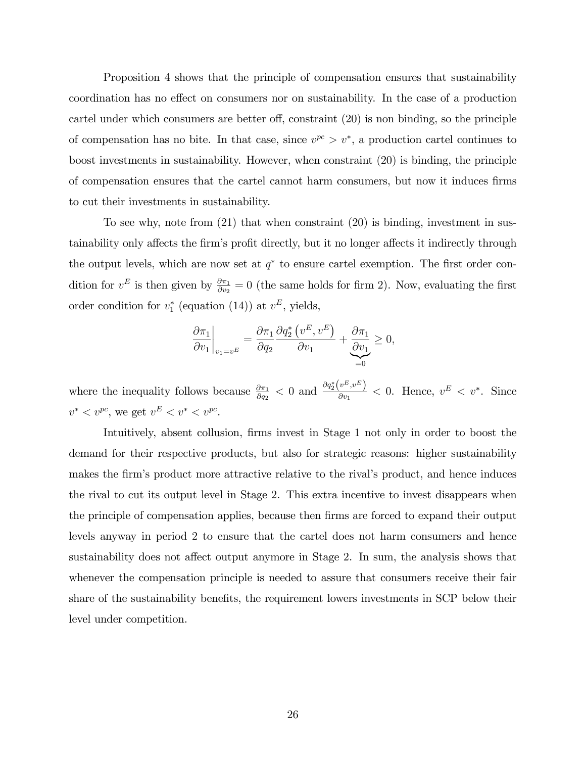Proposition 4 shows that the principle of compensation ensures that sustainability coordination has no effect on consumers nor on sustainability. In the case of a production cartel under which consumers are better off, constraint (20) is non binding, so the principle of compensation has no bite. In that case, since $v^{pc} > v^*$, a production cartel continues to boost investments in sustainability. However, when constraint (20) is binding, the principle of compensation ensures that the cartel cannot harm consumers, but now it induces firms to cut their investments in sustainability.

To see why, note from (21) that when constraint (20) is binding, investment in sustainability only affects the firm's profit directly, but it no longer affects it indirectly through the output levels, which are now set at $q^*$ to ensure cartel exemption. The first order condition for $v^E$ is then given by $\frac{\partial \pi_1}{\partial v_2} = 0$ (the same holds for firm 2). Now, evaluating the first order condition for $v_1^*$ (equation (14)) at $v^E$, yields,

$$\left.\frac{\partial \pi_1}{\partial v_1}\right|_{v_1 = v^E} = \frac{\partial \pi_1}{\partial q_2} \frac{\partial q_2^*\left(v^E, v^E\right)}{\partial v_1} + \underbrace{\frac{\partial \pi_1}{\partial v_1}}_{=0} \geq 0,$$

where the inequality follows because $\frac{\partial \pi_1}{\partial q_2} < 0$ and $\frac{\partial q_2^*\left(v^E, v^E\right)}{\partial v_1} < 0$. Hence, $v^E < v^*$. Since $v^* < v^{pc}$, we get $v^E < v^* < v^{pc}$.

Intuitively, absent collusion, firms invest in Stage 1 not only in order to boost the demand for their respective products, but also for strategic reasons: higher sustainability makes the firm's product more attractive relative to the rival's product, and hence induces the rival to cut its output level in Stage 2. This extra incentive to invest disappears when the principle of compensation applies, because then firms are forced to expand their output levels anyway in period 2 to ensure that the cartel does not harm consumers and hence sustainability does not affect output anymore in Stage 2. In sum, the analysis shows that whenever the compensation principle is needed to assure that consumers receive their fair share of the sustainability benefits, the requirement lowers investments in SCP below their level under competition.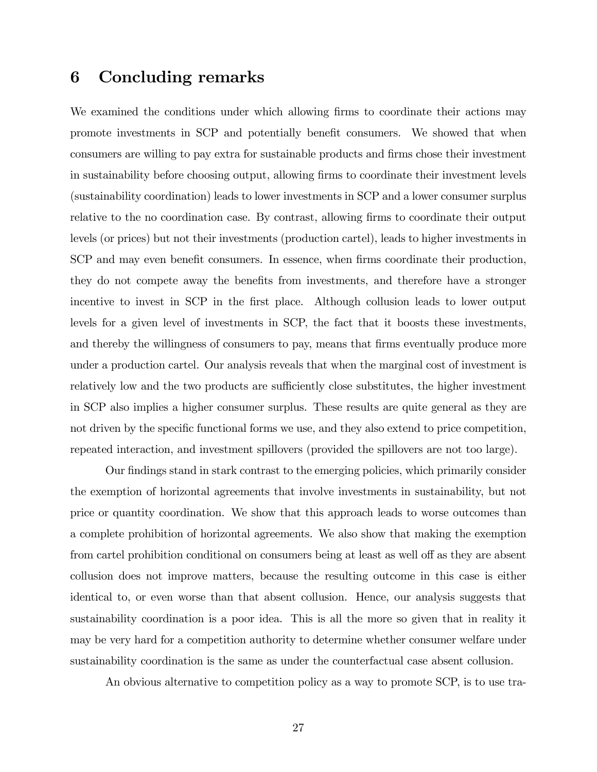# 6 Concluding remarks

We examined the conditions under which allowing firms to coordinate their actions may promote investments in SCP and potentially benefit consumers. We showed that when consumers are willing to pay extra for sustainable products and firms chose their investment in sustainability before choosing output, allowing firms to coordinate their investment levels (sustainability coordination) leads to lower investments in SCP and a lower consumer surplus relative to the no coordination case. By contrast, allowing firms to coordinate their output levels (or prices) but not their investments (production cartel), leads to higher investments in SCP and may even benefit consumers. In essence, when firms coordinate their production, they do not compete away the benefits from investments, and therefore have a stronger incentive to invest in SCP in the first place. Although collusion leads to lower output levels for a given level of investments in SCP, the fact that it boosts these investments, and thereby the willingness of consumers to pay, means that firms eventually produce more under a production cartel. Our analysis reveals that when the marginal cost of investment is relatively low and the two products are sufficiently close substitutes, the higher investment in SCP also implies a higher consumer surplus. These results are quite general as they are not driven by the specific functional forms we use, and they also extend to price competition, repeated interaction, and investment spillovers (provided the spillovers are not too large).

Our findings stand in stark contrast to the emerging policies, which primarily consider the exemption of horizontal agreements that involve investments in sustainability, but not price or quantity coordination. We show that this approach leads to worse outcomes than a complete prohibition of horizontal agreements. We also show that making the exemption from cartel prohibition conditional on consumers being at least as well off as they are absent collusion does not improve matters, because the resulting outcome in this case is either identical to, or even worse than that absent collusion. Hence, our analysis suggests that sustainability coordination is a poor idea. This is all the more so given that in reality it may be very hard for a competition authority to determine whether consumer welfare under sustainability coordination is the same as under the counterfactual case absent collusion.

An obvious alternative to competition policy as a way to promote SCP, is to use tra-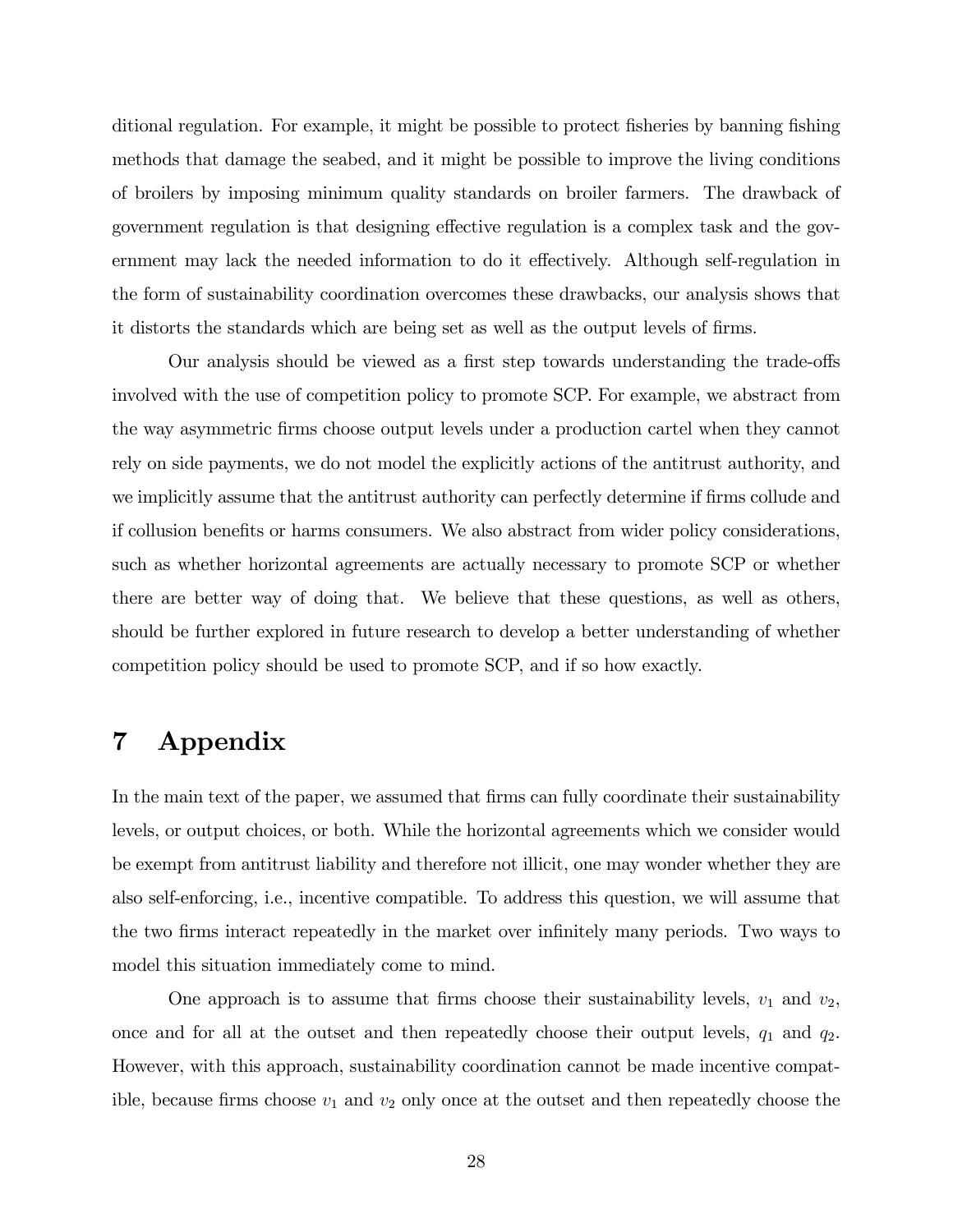ditional regulation. For example, it might be possible to protect fisheries by banning fishing methods that damage the seabed, and it might be possible to improve the living conditions of broilers by imposing minimum quality standards on broiler farmers. The drawback of government regulation is that designing effective regulation is a complex task and the government may lack the needed information to do it effectively. Although self-regulation in the form of sustainability coordination overcomes these drawbacks, our analysis shows that it distorts the standards which are being set as well as the output levels of firms.

Our analysis should be viewed as a first step towards understanding the trade-offs involved with the use of competition policy to promote SCP. For example, we abstract from the way asymmetric firms choose output levels under a production cartel when they cannot rely on side payments, we do not model the explicitly actions of the antitrust authority, and we implicitly assume that the antitrust authority can perfectly determine if firms collude and if collusion benefits or harms consumers. We also abstract from wider policy considerations, such as whether horizontal agreements are actually necessary to promote SCP or whether there are better way of doing that. We believe that these questions, as well as others, should be further explored in future research to develop a better understanding of whether competition policy should be used to promote SCP, and if so how exactly.

# 7 Appendix

In the main text of the paper, we assumed that firms can fully coordinate their sustainability levels, or output choices, or both. While the horizontal agreements which we consider would be exempt from antitrust liability and therefore not illicit, one may wonder whether they are also self-enforcing, i.e., incentive compatible. To address this question, we will assume that the two firms interact repeatedly in the market over infinitely many periods. Two ways to model this situation immediately come to mind.

One approach is to assume that firms choose their sustainability levels, $v_1$ and $v_2$, once and for all at the outset and then repeatedly choose their output levels, $q_1$ and $q_2$. However, with this approach, sustainability coordination cannot be made incentive compatible, because firms choose $v_1$ and $v_2$ only once at the outset and then repeatedly choose the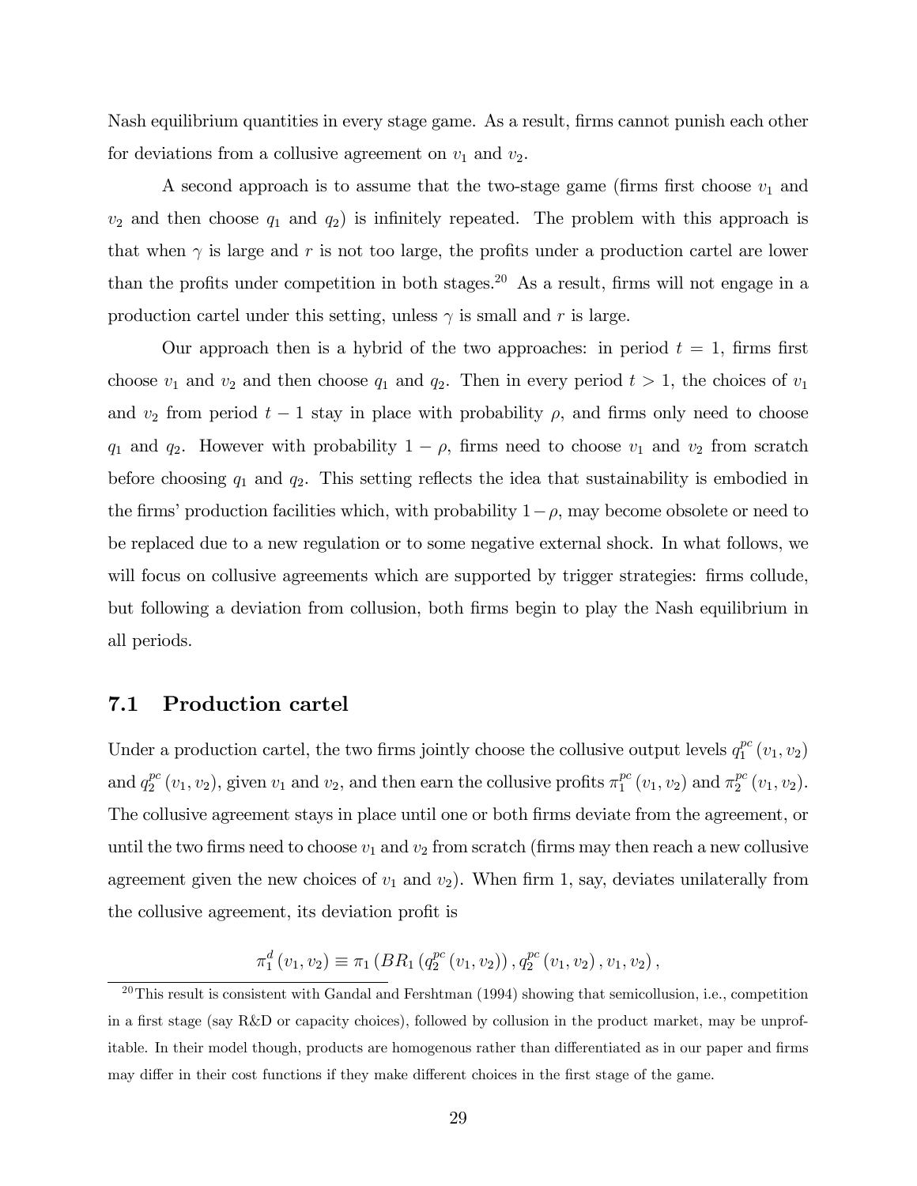Nash equilibrium quantities in every stage game. As a result, firms cannot punish each other for deviations from a collusive agreement on $v_1$ and $v_2$.

A second approach is to assume that the two-stage game (firms first choose $v_1$ and $v_2$ and then choose $q_1$ and $q_2$) is infinitely repeated. The problem with this approach is that when $\gamma$ is large and $r$ is not too large, the profits under a production cartel are lower than the profits under competition in both stages.[20] As a result, firms will not engage in a production cartel under this setting, unless $\gamma$ is small and $r$ is large.

Our approach then is a hybrid of the two approaches: in period $t = 1$, firms first choose $v_1$ and $v_2$ and then choose $q_1$ and $q_2$. Then in every period $t > 1$, the choices of $v_1$ and $v_2$ from period $t-1$ stay in place with probability $\rho$, and firms only need to choose $q_1$ and $q_2$. However with probability $1 - \rho$, firms need to choose $v_1$ and $v_2$ from scratch before choosing $q_1$ and $q_2$. This setting reflects the idea that sustainability is embodied in the firms' production facilities which, with probability $1-\rho$, may become obsolete or need to be replaced due to a new regulation or to some negative external shock. In what follows, we will focus on collusive agreements which are supported by trigger strategies: firms collude, but following a deviation from collusion, both firms begin to play the Nash equilibrium in all periods.

## 7.1 Production cartel

Under a production cartel, the two firms jointly choose the collusive output levels $q_1^{pc}(v_1, v_2)$ and $q_2^{pc}(v_1, v_2)$, given $v_1$ and $v_2$, and then earn the collusive profits $\pi_1^{pc}(v_1, v_2)$ and $\pi_2^{pc}(v_1, v_2)$. The collusive agreement stays in place until one or both firms deviate from the agreement, or until the two firms need to choose $v_1$ and $v_2$ from scratch (firms may then reach a new collusive agreement given the new choices of $v_1$ and $v_2$). When firm 1, say, deviates unilaterally from the collusive agreement, its deviation profit is

$$\pi_1^d(v_1, v_2) \equiv \pi_1\left(BR_1\left(q_2^{pc}(v_1, v_2)\right), q_2^{pc}(v_1, v_2), v_1, v_2\right),$$

[20] This result is consistent with Gandal and Fershtman (1994) showing that semicollusion, i.e., competition in a first stage (say R&D or capacity choices), followed by collusion in the product market, may be unprofitable. In their model though, products are homogenous rather than differentiated as in our paper and firms may differ in their cost functions if they make different choices in the first stage of the game.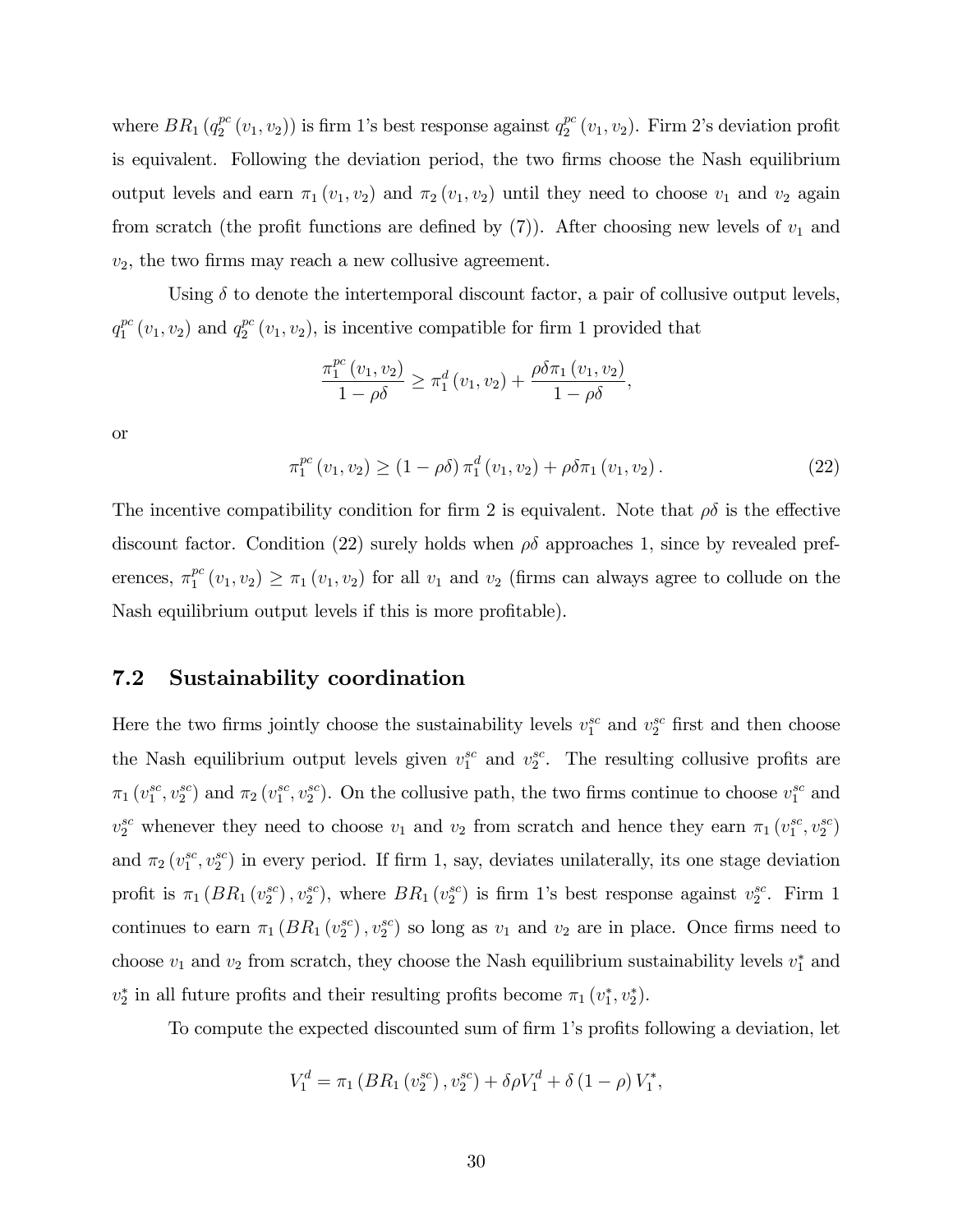where $BR_1\left(q_2^{pc}\left(v_1, v_2\right)\right)$ is firm 1's best response against $q_2^{pc}\left(v_1, v_2\right)$. Firm 2's deviation profit is equivalent. Following the deviation period, the two firms choose the Nash equilibrium output levels and earn $\pi_1\left(v_1, v_2\right)$ and $\pi_2\left(v_1, v_2\right)$ until they need to choose $v_1$ and $v_2$ again from scratch (the profit functions are defined by (7)). After choosing new levels of $v_1$ and $v_2$, the two firms may reach a new collusive agreement.

Using $\delta$ to denote the intertemporal discount factor, a pair of collusive output levels, $q_1^{pc}\left(v_1, v_2\right)$ and $q_2^{pc}\left(v_1, v_2\right)$, is incentive compatible for firm 1 provided that

$$\frac{\pi_1^{pc}\left(v_1, v_2\right)}{1-\rho\delta} \geq \pi_1^d\left(v_1, v_2\right) + \frac{\rho\delta\pi_1\left(v_1, v_2\right)}{1-\rho\delta},$$

or

$$\pi_1^{pc}\left(v_1, v_2\right) \geq \left(1-\rho\delta\right)\pi_1^d\left(v_1, v_2\right) + \rho\delta\pi_1\left(v_1, v_2\right). \tag{22}$$

The incentive compatibility condition for firm 2 is equivalent. Note that $\rho\delta$ is the effective discount factor. Condition (22) surely holds when $\rho\delta$ approaches 1, since by revealed preferences, $\pi_1^{pc}\left(v_1, v_2\right) \geq \pi_1\left(v_1, v_2\right)$ for all $v_1$ and $v_2$ (firms can always agree to collude on the Nash equilibrium output levels if this is more profitable).

## 7.2 Sustainability coordination

Here the two firms jointly choose the sustainability levels $v_1^{sc}$ and $v_2^{sc}$ first and then choose the Nash equilibrium output levels given $v_1^{sc}$ and $v_2^{sc}$. The resulting collusive profits are $\pi_1\left(v_1^{sc}, v_2^{sc}\right)$ and $\pi_2\left(v_1^{sc}, v_2^{sc}\right)$. On the collusive path, the two firms continue to choose $v_1^{sc}$ and $v_2^{sc}$ whenever they need to choose $v_1$ and $v_2$ from scratch and hence they earn $\pi_1\left(v_1^{sc}, v_2^{sc}\right)$ and $\pi_2\left(v_1^{sc}, v_2^{sc}\right)$ in every period. If firm 1, say, deviates unilaterally, its one stage deviation profit is $\pi_1\left(BR_1\left(v_2^{sc}\right), v_2^{sc}\right)$, where $BR_1\left(v_2^{sc}\right)$ is firm 1's best response against $v_2^{sc}$. Firm 1 continues to earn $\pi_1\left(BR_1\left(v_2^{sc}\right), v_2^{sc}\right)$ so long as $v_1$ and $v_2$ are in place. Once firms need to choose $v_1$ and $v_2$ from scratch, they choose the Nash equilibrium sustainability levels $v_1^*$ and $v_2^*$ in all future profits and their resulting profits become $\pi_1\left(v_1^*, v_2^*\right)$.

To compute the expected discounted sum of firm 1's profits following a deviation, let

$$V_1^d = \pi_1\left(BR_1\left(v_2^{sc}\right), v_2^{sc}\right) + \delta\rho V_1^d + \delta\left(1-\rho\right)V_1^*,$$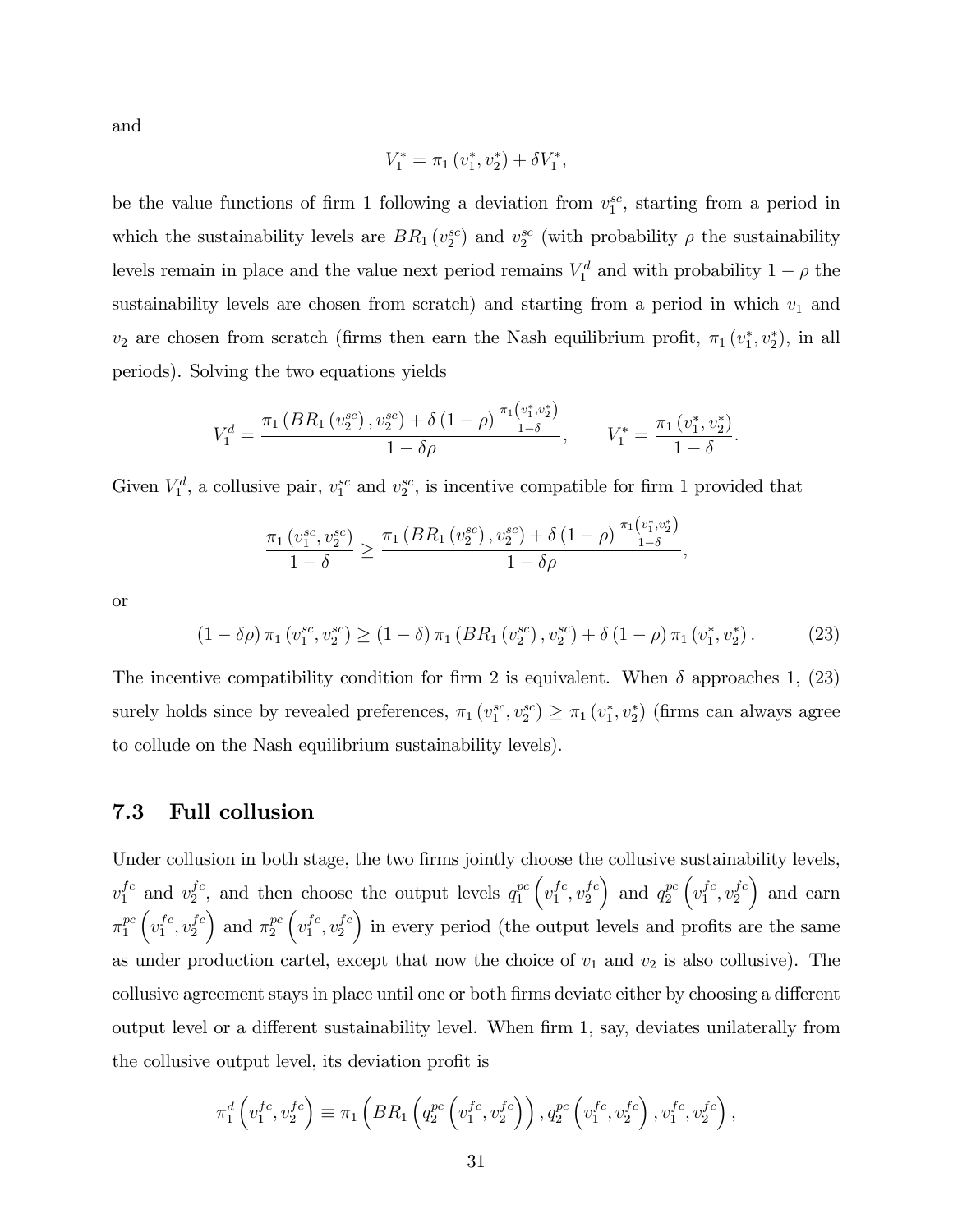and

$$V_1^* = \pi_1\left(v_1^*, v_2^*\right) + \delta V_1^*,$$

be the value functions of firm 1 following a deviation from $v_1^{sc}$, starting from a period in which the sustainability levels are $BR_1\left(v_2^{sc}\right)$ and $v_2^{sc}$ (with probability $\rho$ the sustainability levels remain in place and the value next period remains $V_1^d$ and with probability $1-\rho$ the sustainability levels are chosen from scratch) and starting from a period in which $v_1$ and $v_2$ are chosen from scratch (firms then earn the Nash equilibrium profit, $\pi_1\left(v_1^*, v_2^*\right)$, in all periods). Solving the two equations yields

$$V_1^d = \frac{\pi_1\left(BR_1\left(v_2^{sc}\right), v_2^{sc}\right) + \delta\left(1-\rho\right)\frac{\pi_1\left(v_1^*, v_2^*\right)}{1-\delta}}{1-\delta\rho}, \qquad V_1^* = \frac{\pi_1\left(v_1^*, v_2^*\right)}{1-\delta}.$$

Given $V_1^d$, a collusive pair, $v_1^{sc}$ and $v_2^{sc}$, is incentive compatible for firm 1 provided that

$$\frac{\pi_1\left(v_1^{sc}, v_2^{sc}\right)}{1-\delta} \geq \frac{\pi_1\left(BR_1\left(v_2^{sc}\right), v_2^{sc}\right) + \delta\left(1-\rho\right)\frac{\pi_1\left(v_1^*, v_2^*\right)}{1-\delta}}{1-\delta\rho},$$

or

$$\left(1-\delta\rho\right)\pi_1\left(v_1^{sc}, v_2^{sc}\right) \geq \left(1-\delta\right)\pi_1\left(BR_1\left(v_2^{sc}\right), v_2^{sc}\right) + \delta\left(1-\rho\right)\pi_1\left(v_1^*, v_2^*\right). \tag{23}$$

The incentive compatibility condition for firm 2 is equivalent. When $\delta$ approaches 1, (23) surely holds since by revealed preferences, $\pi_1\left(v_1^{sc}, v_2^{sc}\right) \geq \pi_1\left(v_1^*, v_2^*\right)$ (firms can always agree to collude on the Nash equilibrium sustainability levels).

### 7.3 Full collusion

Under collusion in both stage, the two firms jointly choose the collusive sustainability levels, $v_1^{fc}$ and $v_2^{fc}$, and then choose the output levels $q_1^{pc}\left(v_1^{fc}, v_2^{fc}\right)$ and $q_2^{pc}\left(v_1^{fc}, v_2^{fc}\right)$ and earn $\pi_1^{pc}\left(v_1^{fc}, v_2^{fc}\right)$ and $\pi_2^{pc}\left(v_1^{fc}, v_2^{fc}\right)$ in every period (the output levels and profits are the same as under production cartel, except that now the choice of $v_1$ and $v_2$ is also collusive). The collusive agreement stays in place until one or both firms deviate either by choosing a different output level or a different sustainability level. When firm 1, say, deviates unilaterally from the collusive output level, its deviation profit is

$$\pi_1^d\left(v_1^{fc}, v_2^{fc}\right) \equiv \pi_1\left(BR_1\left(q_2^{pc}\left(v_1^{fc}, v_2^{fc}\right)\right), q_2^{pc}\left(v_1^{fc}, v_2^{fc}\right), v_1^{fc}, v_2^{fc}\right),$$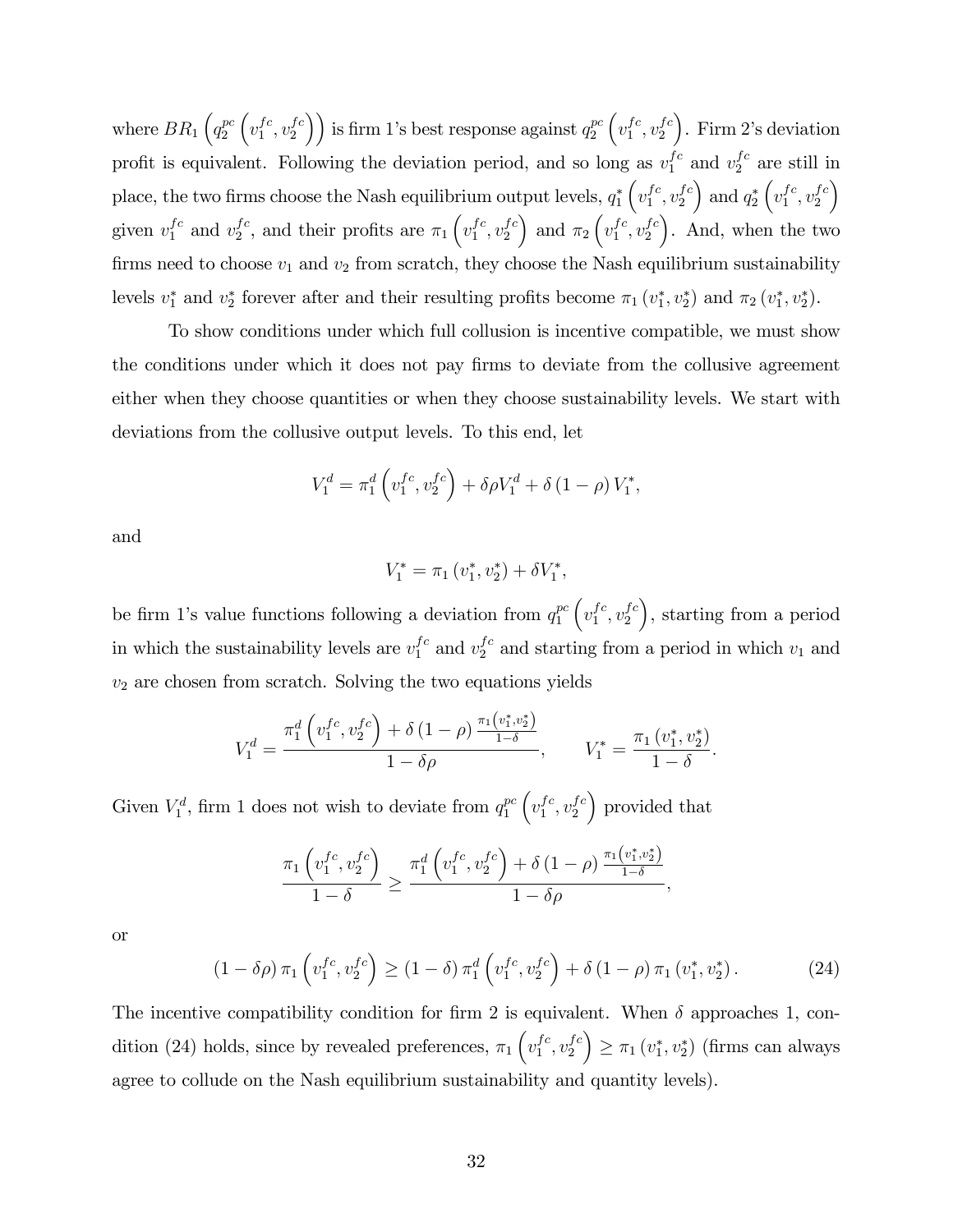where $BR_1\left(q_2^{pc}\left(v_1^{fc}, v_2^{fc}\right)\right)$ is firm 1's best response against $q_2^{pc}\left(v_1^{fc}, v_2^{fc}\right)$. Firm 2's deviation profit is equivalent. Following the deviation period, and so long as $v_1^{fc}$ and $v_2^{fc}$ are still in place, the two firms choose the Nash equilibrium output levels, $q_1^*\left(v_1^{fc}, v_2^{fc}\right)$ and $q_2^*\left(v_1^{fc}, v_2^{fc}\right)$ given $v_1^{fc}$ and $v_2^{fc}$, and their profits are $\pi_1\left(v_1^{fc}, v_2^{fc}\right)$ and $\pi_2\left(v_1^{fc}, v_2^{fc}\right)$. And, when the two firms need to choose $v_1$ and $v_2$ from scratch, they choose the Nash equilibrium sustainability levels $v_1^*$ and $v_2^*$ forever after and their resulting profits become $\pi_1\left(v_1^*, v_2^*\right)$ and $\pi_2\left(v_1^*, v_2^*\right)$.

To show conditions under which full collusion is incentive compatible, we must show the conditions under which it does not pay firms to deviate from the collusive agreement either when they choose quantities or when they choose sustainability levels. We start with deviations from the collusive output levels. To this end, let

$$V_1^d = \pi_1^d\left(v_1^{fc}, v_2^{fc}\right) + \delta\rho V_1^d + \delta\left(1-\rho\right)V_1^*,$$

and

$$V_1^* = \pi_1\left(v_1^*, v_2^*\right) + \delta V_1^*,$$

be firm 1's value functions following a deviation from $q_1^{pc}\left(v_1^{fc}, v_2^{fc}\right)$, starting from a period in which the sustainability levels are $v_1^{fc}$ and $v_2^{fc}$ and starting from a period in which $v_1$ and $v_2$ are chosen from scratch. Solving the two equations yields

$$V_1^d = \frac{\pi_1^d\left(v_1^{fc}, v_2^{fc}\right) + \delta\left(1-\rho\right)\frac{\pi_1\left(v_1^*, v_2^*\right)}{1-\delta}}{1-\delta\rho}, \qquad V_1^* = \frac{\pi_1\left(v_1^*, v_2^*\right)}{1-\delta}.$$

Given $V_1^d$, firm 1 does not wish to deviate from $q_1^{pc}\left(v_1^{fc}, v_2^{fc}\right)$ provided that

$$\frac{\pi_1\left(v_1^{fc}, v_2^{fc}\right)}{1-\delta} \geq \frac{\pi_1^d\left(v_1^{fc}, v_2^{fc}\right) + \delta\left(1-\rho\right)\frac{\pi_1\left(v_1^*, v_2^*\right)}{1-\delta}}{1-\delta\rho},$$

or

$$\left(1-\delta\rho\right)\pi_1\left(v_1^{fc}, v_2^{fc}\right) \geq \left(1-\delta\right)\pi_1^d\left(v_1^{fc}, v_2^{fc}\right) + \delta\left(1-\rho\right)\pi_1\left(v_1^*, v_2^*\right). \tag{24}$$

The incentive compatibility condition for firm 2 is equivalent. When $\delta$ approaches 1, condition (24) holds, since by revealed preferences, $\pi_1\left(v_1^{fc}, v_2^{fc}\right) \geq \pi_1\left(v_1^*, v_2^*\right)$ (firms can always agree to collude on the Nash equilibrium sustainability and quantity levels).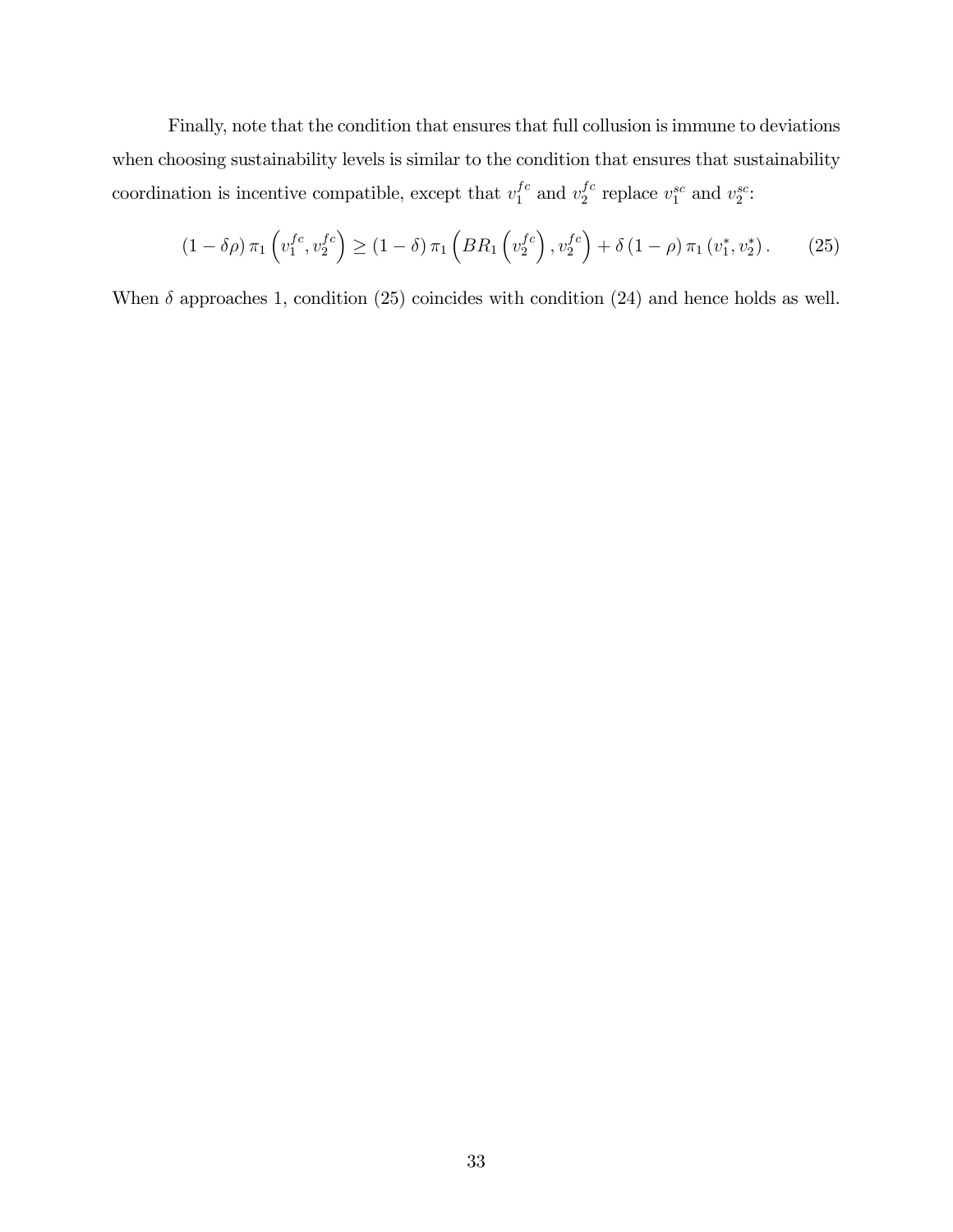Finally, note that the condition that ensures that full collusion is immune to deviations when choosing sustainability levels is similar to the condition that ensures that sustainability coordination is incentive compatible, except that $v_1^{fc}$ and $v_2^{fc}$ replace $v_1^{sc}$ and $v_2^{sc}$:

$$(1-\delta\rho)\,\pi_1\left(v_1^{fc}, v_2^{fc}\right) \geq (1-\delta)\,\pi_1\left(BR_1\left(v_2^{fc}\right), v_2^{fc}\right) + \delta\,(1-\rho)\,\pi_1\left(v_1^{*}, v_2^{*}\right). \tag{25}$$

When $\delta$ approaches 1, condition (25) coincides with condition (24) and hence holds as well.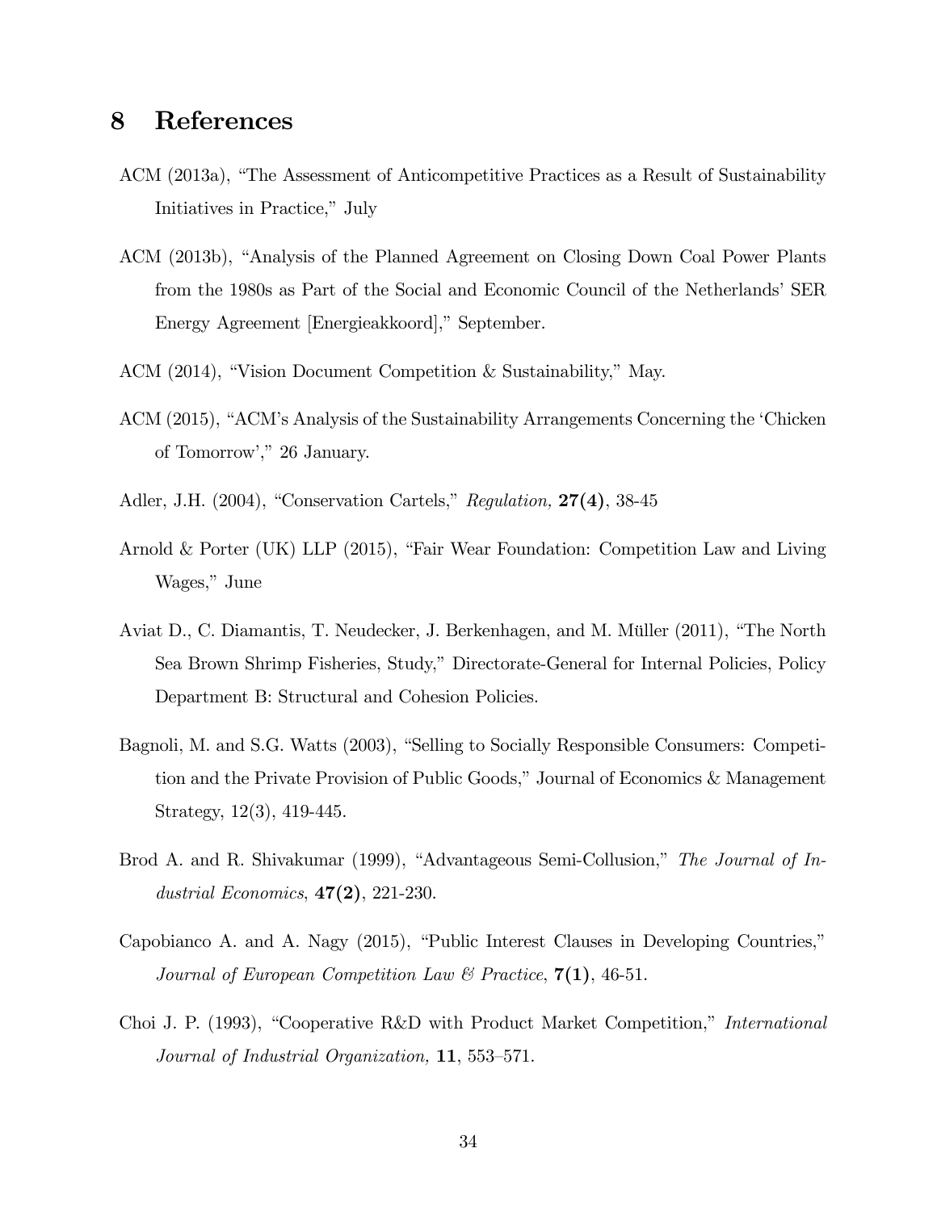# 8 References

ACM (2013a), "The Assessment of Anticompetitive Practices as a Result of Sustainability Initiatives in Practice," July

ACM (2013b), "Analysis of the Planned Agreement on Closing Down Coal Power Plants from the 1980s as Part of the Social and Economic Council of the Netherlands' SER Energy Agreement [Energieakkoord]," September.

ACM (2014), "Vision Document Competition & Sustainability," May.

ACM (2015), "ACM's Analysis of the Sustainability Arrangements Concerning the 'Chicken of Tomorrow'," 26 January.

Adler, J.H. (2004), "Conservation Cartels," *Regulation,* **27(4)**, 38-45

Arnold & Porter (UK) LLP (2015), "Fair Wear Foundation: Competition Law and Living Wages," June

Aviat D., C. Diamantis, T. Neudecker, J. Berkenhagen, and M. Müller (2011), "The North Sea Brown Shrimp Fisheries, Study," Directorate-General for Internal Policies, Policy Department B: Structural and Cohesion Policies.

Bagnoli, M. and S.G. Watts (2003), "Selling to Socially Responsible Consumers: Competition and the Private Provision of Public Goods," Journal of Economics & Management Strategy, 12(3), 419-445.

Brod A. and R. Shivakumar (1999), "Advantageous Semi-Collusion," *The Journal of Industrial Economics*, **47(2)**, 221-230.

Capobianco A. and A. Nagy (2015), "Public Interest Clauses in Developing Countries," *Journal of European Competition Law & Practice*, **7(1)**, 46-51.

Choi J. P. (1993), "Cooperative R&D with Product Market Competition," *International Journal of Industrial Organization,* **11**, 553–571.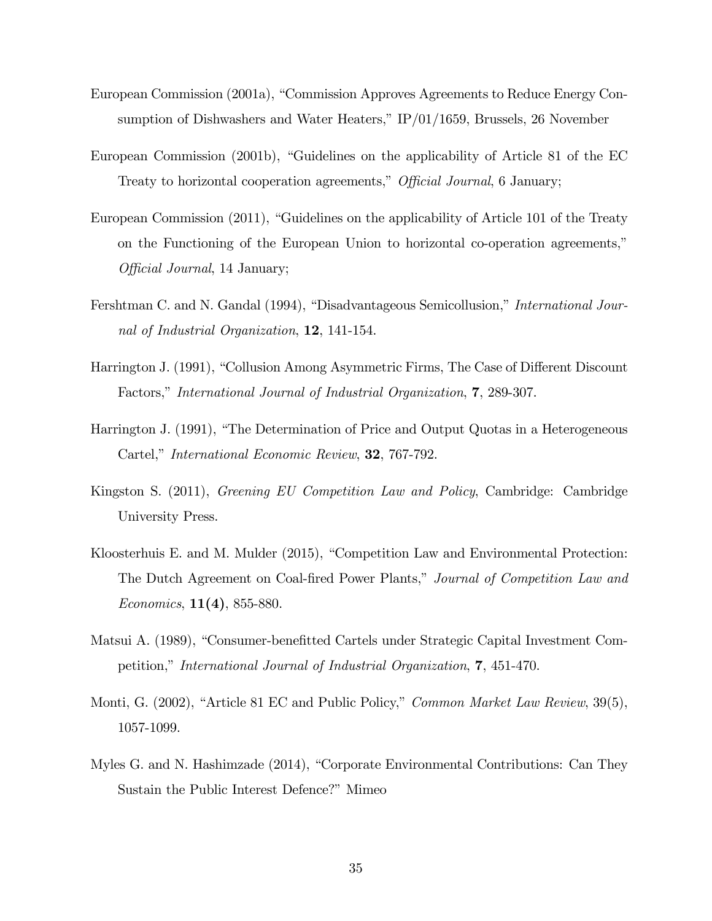European Commission (2001a), "Commission Approves Agreements to Reduce Energy Consumption of Dishwashers and Water Heaters," IP/01/1659, Brussels, 26 November

European Commission (2001b), "Guidelines on the applicability of Article 81 of the EC Treaty to horizontal cooperation agreements," *Official Journal*, 6 January;

European Commission (2011), "Guidelines on the applicability of Article 101 of the Treaty on the Functioning of the European Union to horizontal co-operation agreements," *Official Journal*, 14 January;

Fershtman C. and N. Gandal (1994), "Disadvantageous Semicollusion," *International Journal of Industrial Organization*, **12**, 141-154.

Harrington J. (1991), "Collusion Among Asymmetric Firms, The Case of Different Discount Factors," *International Journal of Industrial Organization*, **7**, 289-307.

Harrington J. (1991), "The Determination of Price and Output Quotas in a Heterogeneous Cartel," *International Economic Review*, **32**, 767-792.

Kingston S. (2011), *Greening EU Competition Law and Policy*, Cambridge: Cambridge University Press.

Kloosterhuis E. and M. Mulder (2015), "Competition Law and Environmental Protection: The Dutch Agreement on Coal-fired Power Plants," *Journal of Competition Law and Economics*, **11(4)**, 855-880.

Matsui A. (1989), "Consumer-benefitted Cartels under Strategic Capital Investment Competition," *International Journal of Industrial Organization*, **7**, 451-470.

Monti, G. (2002), "Article 81 EC and Public Policy," *Common Market Law Review*, 39(5), 1057-1099.

Myles G. and N. Hashimzade (2014), "Corporate Environmental Contributions: Can They Sustain the Public Interest Defence?" Mimeo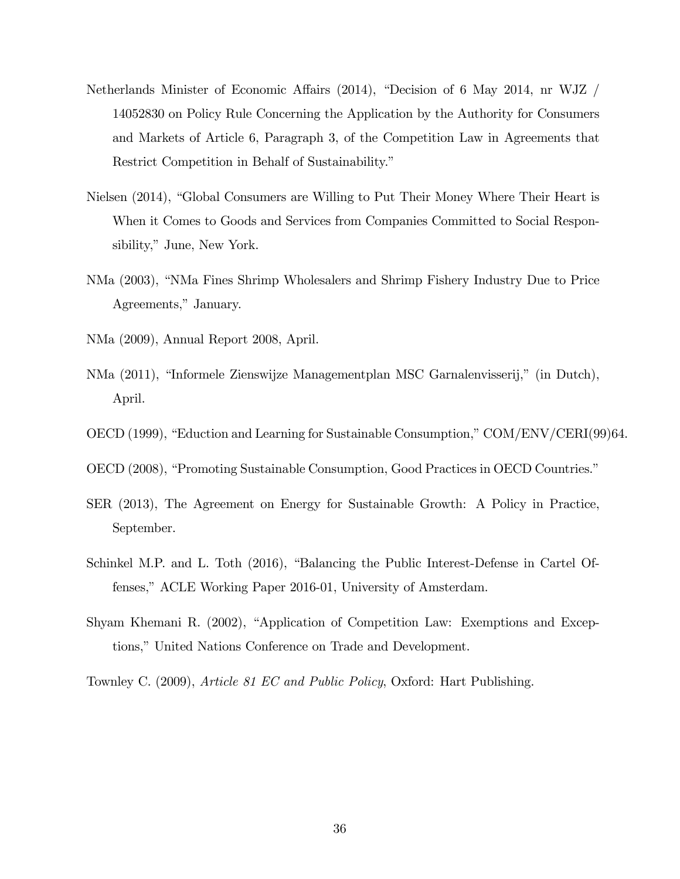Netherlands Minister of Economic Affairs (2014), "Decision of 6 May 2014, nr WJZ / 14052830 on Policy Rule Concerning the Application by the Authority for Consumers and Markets of Article 6, Paragraph 3, of the Competition Law in Agreements that Restrict Competition in Behalf of Sustainability."

Nielsen (2014), "Global Consumers are Willing to Put Their Money Where Their Heart is When it Comes to Goods and Services from Companies Committed to Social Responsibility," June, New York.

NMa (2003), "NMa Fines Shrimp Wholesalers and Shrimp Fishery Industry Due to Price Agreements," January.

NMa (2009), Annual Report 2008, April.

NMa (2011), "Informele Zienswijze Managementplan MSC Garnalenvisserij," (in Dutch), April.

OECD (1999), "Eduction and Learning for Sustainable Consumption," COM/ENV/CERI(99)64.

OECD (2008), "Promoting Sustainable Consumption, Good Practices in OECD Countries."

SER (2013), The Agreement on Energy for Sustainable Growth: A Policy in Practice, September.

Schinkel M.P. and L. Toth (2016), "Balancing the Public Interest-Defense in Cartel Offenses," ACLE Working Paper 2016-01, University of Amsterdam.

Shyam Khemani R. (2002), "Application of Competition Law: Exemptions and Exceptions," United Nations Conference on Trade and Development.

Townley C. (2009), *Article 81 EC and Public Policy*, Oxford: Hart Publishing.